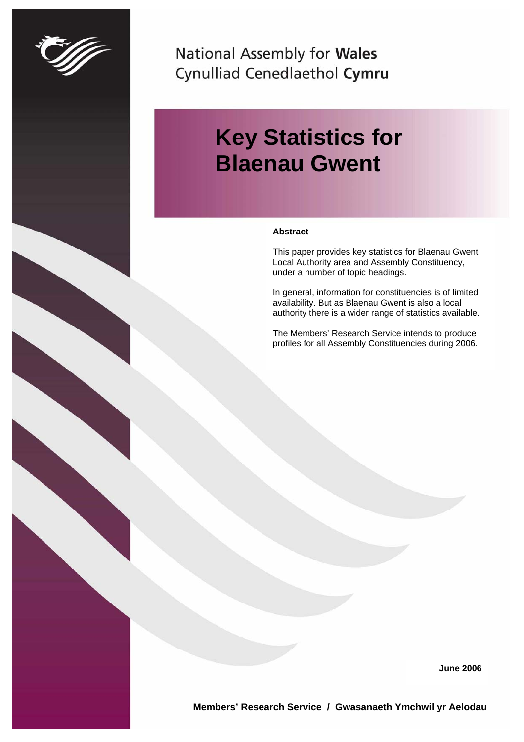National Assembly for **Wales**
Cynulliad Cenedlaethol **Cymru**

# Key Statistics for Blaenau Gwent

**Abstract**

This paper provides key statistics for Blaenau Gwent Local Authority area and Assembly Constituency, under a number of topic headings.

In general, information for constituencies is of limited availability. But as Blaenau Gwent is also a local authority there is a wider range of statistics available.

The Members' Research Service intends to produce profiles for all Assembly Constituencies during 2006.

**June 2006**

**Members' Research Service / Gwasanaeth Ymchwil yr Aelodau**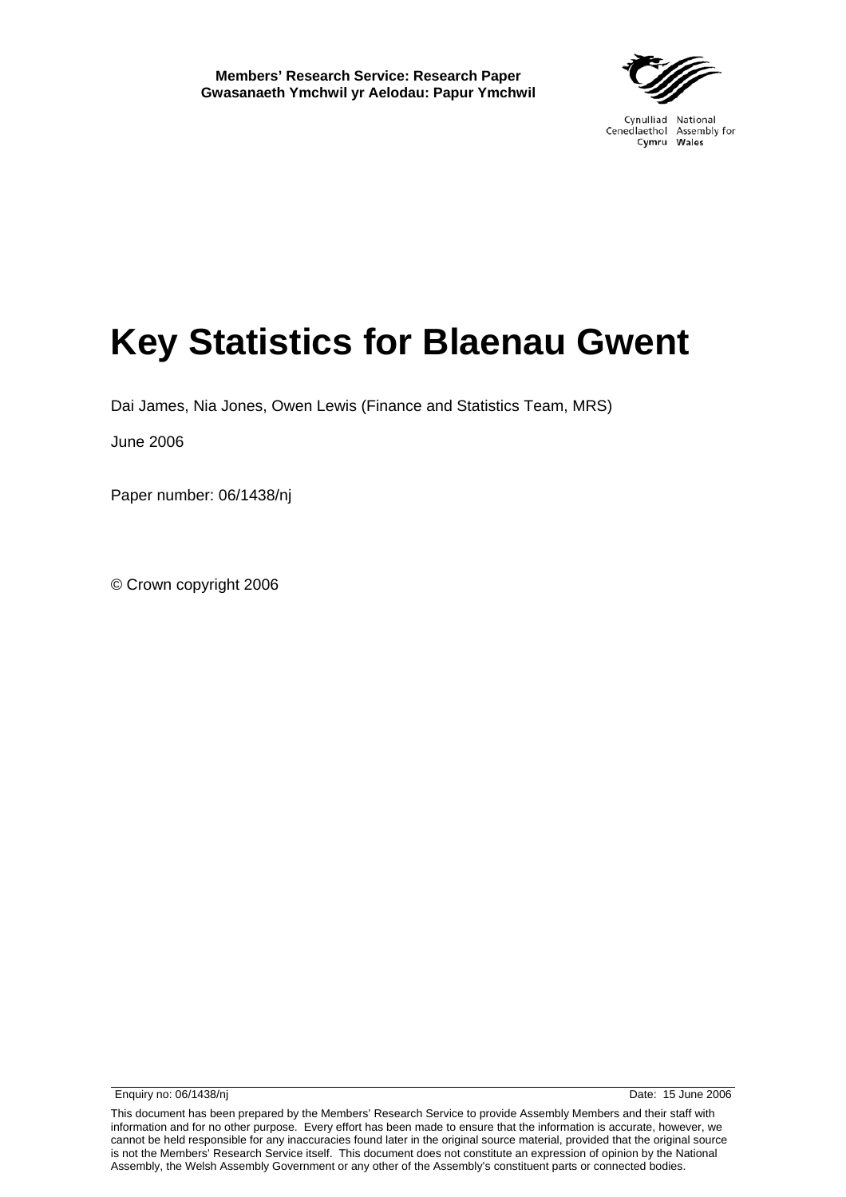**Members' Research Service: Research Paper**
**Gwasanaeth Ymchwil yr Aelodau: Papur Ymchwil**

Cynulliad Cenedlaethol Cymru
National Assembly for Wales

# Key Statistics for Blaenau Gwent

Dai James, Nia Jones, Owen Lewis (Finance and Statistics Team, MRS)

June 2006

Paper number: 06/1438/nj

© Crown copyright 2006

Enquiry no: 06/1438/nj Date: 15 June 2006

This document has been prepared by the Members' Research Service to provide Assembly Members and their staff with information and for no other purpose. Every effort has been made to ensure that the information is accurate, however, we cannot be held responsible for any inaccuracies found later in the original source material, provided that the original source is not the Members' Research Service itself. This document does not constitute an expression of opinion by the National Assembly, the Welsh Assembly Government or any other of the Assembly's constituent parts or connected bodies.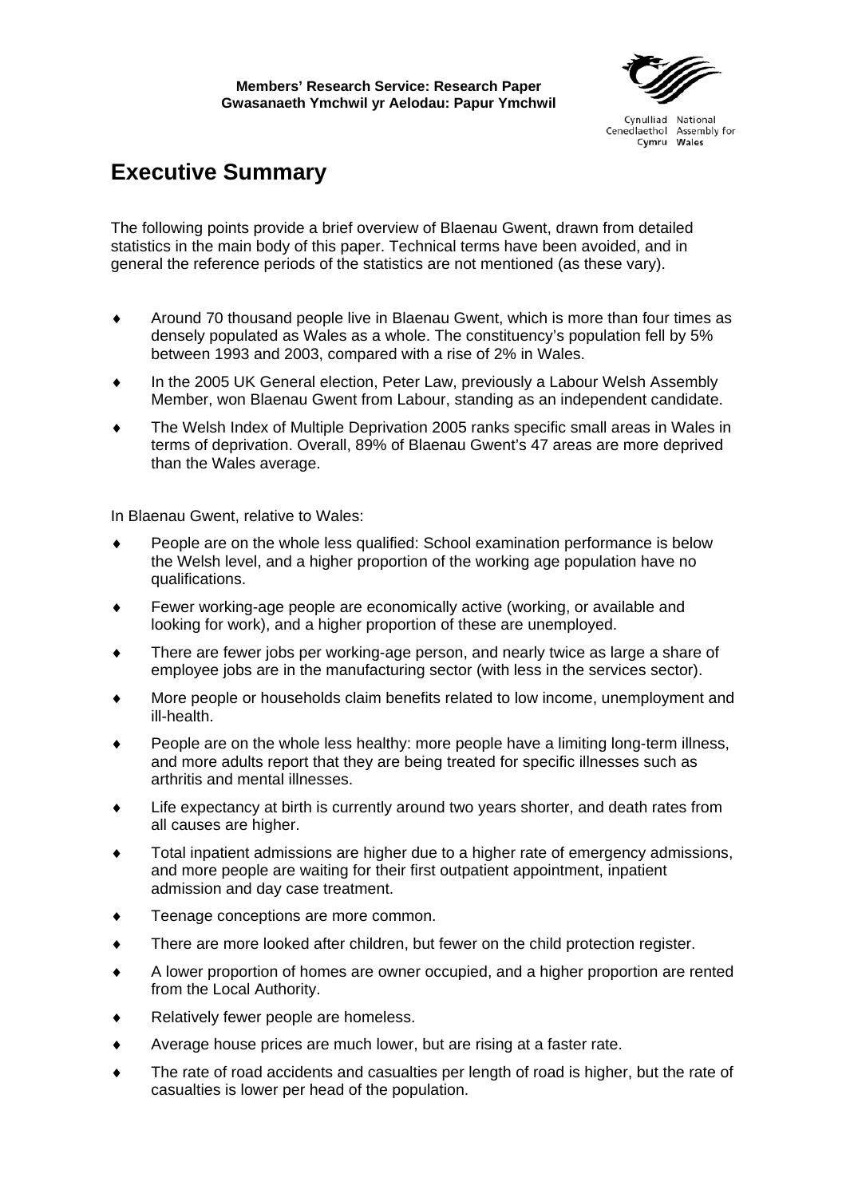**Members' Research Service: Research Paper**
**Gwasanaeth Ymchwil yr Aelodau: Papur Ymchwil**

Cynulliad Cenedlaethol Cymru National Assembly for Wales

# Executive Summary

The following points provide a brief overview of Blaenau Gwent, drawn from detailed statistics in the main body of this paper. Technical terms have been avoided, and in general the reference periods of the statistics are not mentioned (as these vary).

- Around 70 thousand people live in Blaenau Gwent, which is more than four times as densely populated as Wales as a whole. The constituency's population fell by 5% between 1993 and 2003, compared with a rise of 2% in Wales.
- In the 2005 UK General election, Peter Law, previously a Labour Welsh Assembly Member, won Blaenau Gwent from Labour, standing as an independent candidate.
- The Welsh Index of Multiple Deprivation 2005 ranks specific small areas in Wales in terms of deprivation. Overall, 89% of Blaenau Gwent's 47 areas are more deprived than the Wales average.

In Blaenau Gwent, relative to Wales:

- People are on the whole less qualified: School examination performance is below the Welsh level, and a higher proportion of the working age population have no qualifications.
- Fewer working-age people are economically active (working, or available and looking for work), and a higher proportion of these are unemployed.
- There are fewer jobs per working-age person, and nearly twice as large a share of employee jobs are in the manufacturing sector (with less in the services sector).
- More people or households claim benefits related to low income, unemployment and ill-health.
- People are on the whole less healthy: more people have a limiting long-term illness, and more adults report that they are being treated for specific illnesses such as arthritis and mental illnesses.
- Life expectancy at birth is currently around two years shorter, and death rates from all causes are higher.
- Total inpatient admissions are higher due to a higher rate of emergency admissions, and more people are waiting for their first outpatient appointment, inpatient admission and day case treatment.
- Teenage conceptions are more common.
- There are more looked after children, but fewer on the child protection register.
- A lower proportion of homes are owner occupied, and a higher proportion are rented from the Local Authority.
- Relatively fewer people are homeless.
- Average house prices are much lower, but are rising at a faster rate.
- The rate of road accidents and casualties per length of road is higher, but the rate of casualties is lower per head of the population.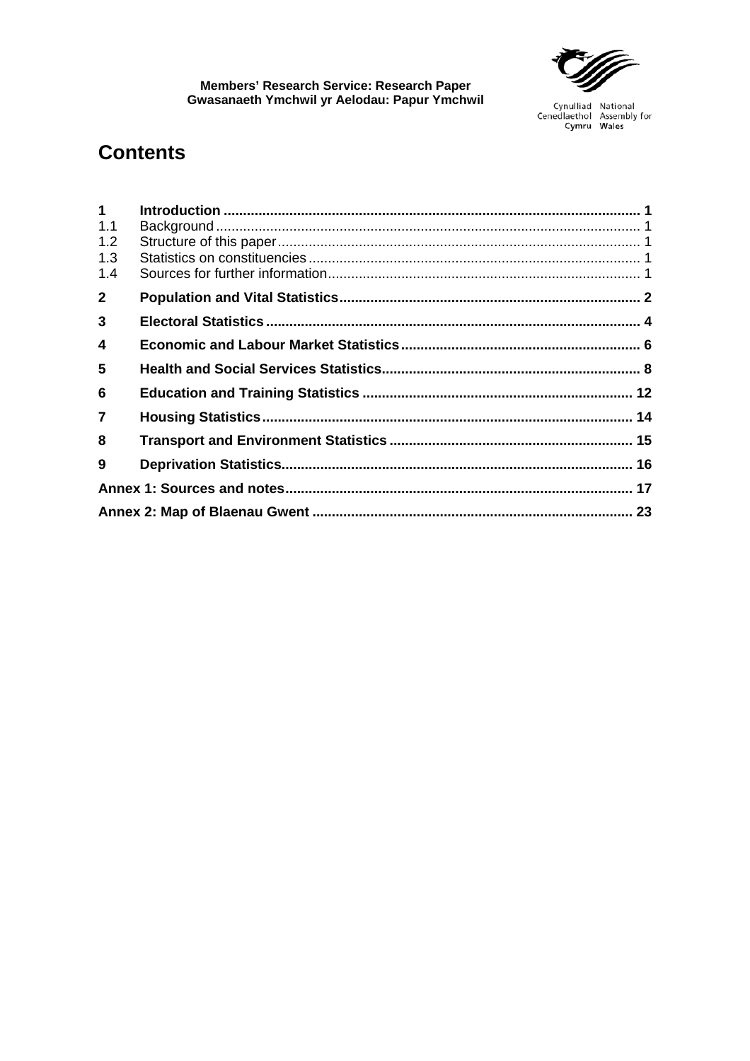# Contents

| | | |
|---|---|---|
| **1** | **Introduction** | **1** |
| 1.1 | Background | 1 |
| 1.2 | Structure of this paper | 1 |
| 1.3 | Statistics on constituencies | 1 |
| 1.4 | Sources for further information | 1 |
| **2** | **Population and Vital Statistics** | **2** |
| **3** | **Electoral Statistics** | **4** |
| **4** | **Economic and Labour Market Statistics** | **6** |
| **5** | **Health and Social Services Statistics** | **8** |
| **6** | **Education and Training Statistics** | **12** |
| **7** | **Housing Statistics** | **14** |
| **8** | **Transport and Environment Statistics** | **15** |
| **9** | **Deprivation Statistics** | **16** |
| **Annex 1: Sources and notes** | | **17** |
| **Annex 2: Map of Blaenau Gwent** | | **23** |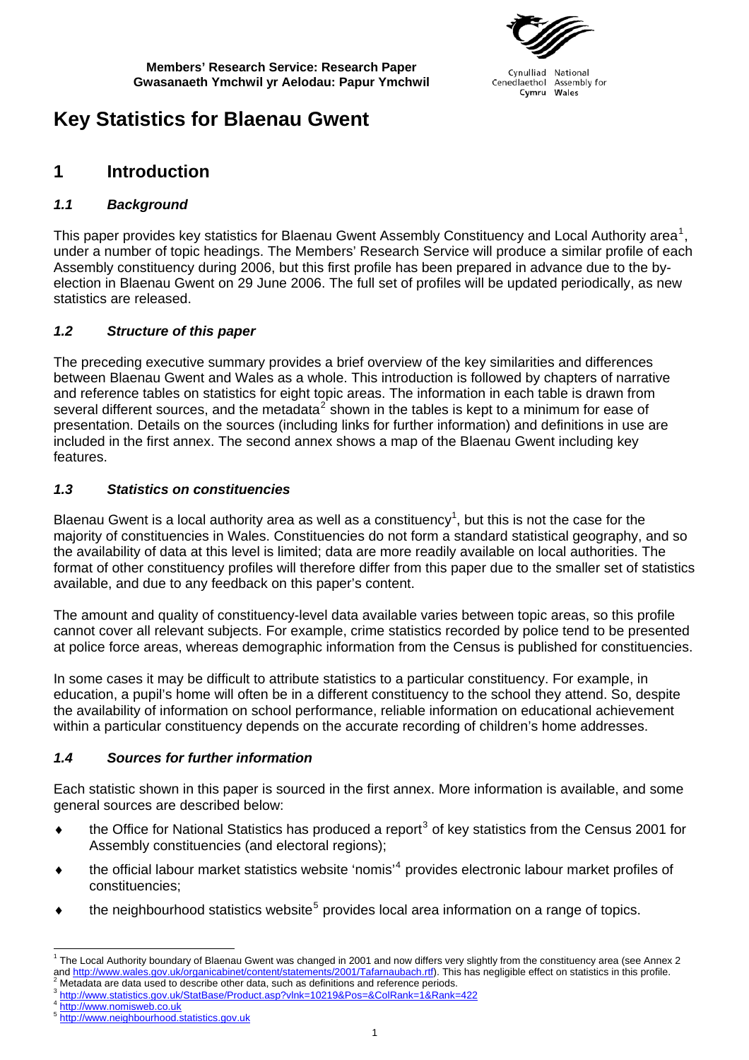**Members' Research Service: Research Paper**
**Gwasanaeth Ymchwil yr Aelodau: Papur Ymchwil**

Cynulliad Cenedlaethol Cymru
National Assembly for Wales

# Key Statistics for Blaenau Gwent

## 1 Introduction

### *1.1 Background*

This paper provides key statistics for Blaenau Gwent Assembly Constituency and Local Authority area[1], under a number of topic headings. The Members' Research Service will produce a similar profile of each Assembly constituency during 2006, but this first profile has been prepared in advance due to the by-election in Blaenau Gwent on 29 June 2006. The full set of profiles will be updated periodically, as new statistics are released.

### *1.2 Structure of this paper*

The preceding executive summary provides a brief overview of the key similarities and differences between Blaenau Gwent and Wales as a whole. This introduction is followed by chapters of narrative and reference tables on statistics for eight topic areas. The information in each table is drawn from several different sources, and the metadata[2] shown in the tables is kept to a minimum for ease of presentation. Details on the sources (including links for further information) and definitions in use are included in the first annex. The second annex shows a map of the Blaenau Gwent including key features.

### *1.3 Statistics on constituencies*

Blaenau Gwent is a local authority area as well as a constituency[1], but this is not the case for the majority of constituencies in Wales. Constituencies do not form a standard statistical geography, and so the availability of data at this level is limited; data are more readily available on local authorities. The format of other constituency profiles will therefore differ from this paper due to the smaller set of statistics available, and due to any feedback on this paper's content.

The amount and quality of constituency-level data available varies between topic areas, so this profile cannot cover all relevant subjects. For example, crime statistics recorded by police tend to be presented at police force areas, whereas demographic information from the Census is published for constituencies.

In some cases it may be difficult to attribute statistics to a particular constituency. For example, in education, a pupil's home will often be in a different constituency to the school they attend. So, despite the availability of information on school performance, reliable information on educational achievement within a particular constituency depends on the accurate recording of children's home addresses.

### *1.4 Sources for further information*

Each statistic shown in this paper is sourced in the first annex. More information is available, and some general sources are described below:

- the Office for National Statistics has produced a report[3] of key statistics from the Census 2001 for Assembly constituencies (and electoral regions);
- the official labour market statistics website 'nomis'[4] provides electronic labour market profiles of constituencies;
- the neighbourhood statistics website[5] provides local area information on a range of topics.

---

[1] The Local Authority boundary of Blaenau Gwent was changed in 2001 and now differs very slightly from the constituency area (see Annex 2 and http://www.wales.gov.uk/organicabinet/content/statements/2001/Tafarnaubach.rtf). This has negligible effect on statistics in this profile.
[2] Metadata are data used to describe other data, such as definitions and reference periods.
[3] http://www.statistics.gov.uk/StatBase/Product.asp?vlnk=10219&Pos=&ColRank=1&Rank=422
[4] http://www.nomisweb.co.uk
[5] http://www.neighbourhood.statistics.gov.uk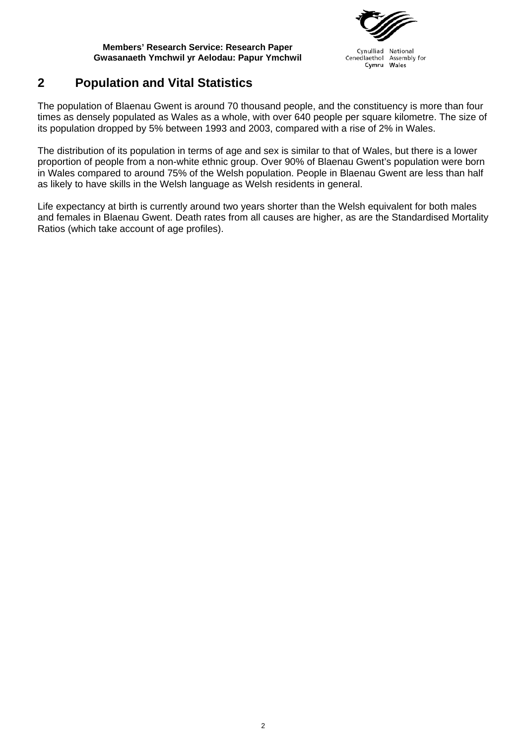## 2 Population and Vital Statistics

The population of Blaenau Gwent is around 70 thousand people, and the constituency is more than four times as densely populated as Wales as a whole, with over 640 people per square kilometre. The size of its population dropped by 5% between 1993 and 2003, compared with a rise of 2% in Wales.

The distribution of its population in terms of age and sex is similar to that of Wales, but there is a lower proportion of people from a non-white ethnic group. Over 90% of Blaenau Gwent's population were born in Wales compared to around 75% of the Welsh population. People in Blaenau Gwent are less than half as likely to have skills in the Welsh language as Welsh residents in general.

Life expectancy at birth is currently around two years shorter than the Welsh equivalent for both males and females in Blaenau Gwent. Death rates from all causes are higher, as are the Standardised Mortality Ratios (which take account of age profiles).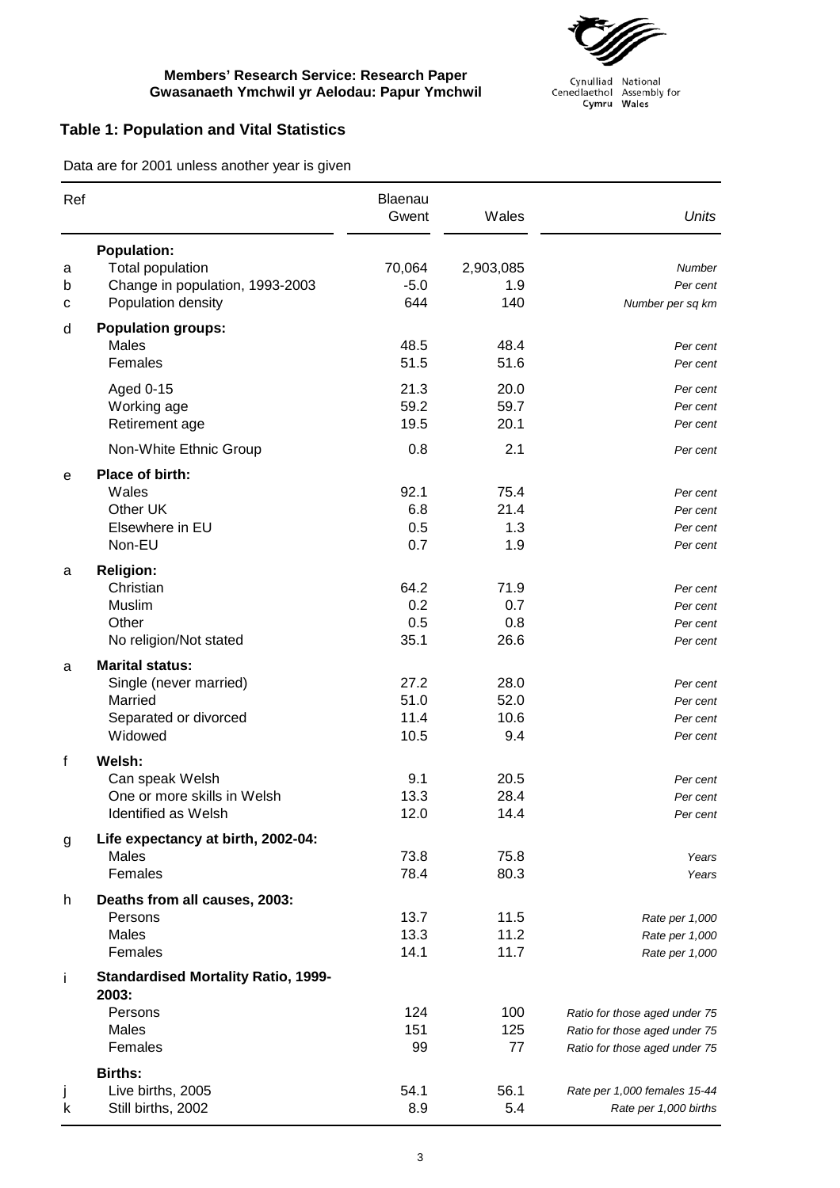**Members' Research Service: Research Paper**
**Gwasanaeth Ymchwil yr Aelodau: Papur Ymchwil**

### Table 1: Population and Vital Statistics

Data are for 2001 unless another year is given

| Ref | | Blaenau Gwent | Wales | *Units* |
|---|---|---|---|---|
| | **Population:** | | | |
| a | Total population | 70,064 | 2,903,085 | *Number* |
| b | Change in population, 1993-2003 | -5.0 | 1.9 | *Per cent* |
| c | Population density | 644 | 140 | *Number per sq km* |
| d | **Population groups:** | | | |
| | Males | 48.5 | 48.4 | *Per cent* |
| | Females | 51.5 | 51.6 | *Per cent* |
| | Aged 0-15 | 21.3 | 20.0 | *Per cent* |
| | Working age | 59.2 | 59.7 | *Per cent* |
| | Retirement age | 19.5 | 20.1 | *Per cent* |
| | Non-White Ethnic Group | 0.8 | 2.1 | *Per cent* |
| e | **Place of birth:** | | | |
| | Wales | 92.1 | 75.4 | *Per cent* |
| | Other UK | 6.8 | 21.4 | *Per cent* |
| | Elsewhere in EU | 0.5 | 1.3 | *Per cent* |
| | Non-EU | 0.7 | 1.9 | *Per cent* |
| a | **Religion:** | | | |
| | Christian | 64.2 | 71.9 | *Per cent* |
| | Muslim | 0.2 | 0.7 | *Per cent* |
| | Other | 0.5 | 0.8 | *Per cent* |
| | No religion/Not stated | 35.1 | 26.6 | *Per cent* |
| a | **Marital status:** | | | |
| | Single (never married) | 27.2 | 28.0 | *Per cent* |
| | Married | 51.0 | 52.0 | *Per cent* |
| | Separated or divorced | 11.4 | 10.6 | *Per cent* |
| | Widowed | 10.5 | 9.4 | *Per cent* |
| f | **Welsh:** | | | |
| | Can speak Welsh | 9.1 | 20.5 | *Per cent* |
| | One or more skills in Welsh | 13.3 | 28.4 | *Per cent* |
| | Identified as Welsh | 12.0 | 14.4 | *Per cent* |
| g | **Life expectancy at birth, 2002-04:** | | | |
| | Males | 73.8 | 75.8 | *Years* |
| | Females | 78.4 | 80.3 | *Years* |
| h | **Deaths from all causes, 2003:** | | | |
| | Persons | 13.7 | 11.5 | *Rate per 1,000* |
| | Males | 13.3 | 11.2 | *Rate per 1,000* |
| | Females | 14.1 | 11.7 | *Rate per 1,000* |
| i | **Standardised Mortality Ratio, 1999-2003:** | | | |
| | Persons | 124 | 100 | *Ratio for those aged under 75* |
| | Males | 151 | 125 | *Ratio for those aged under 75* |
| | Females | 99 | 77 | *Ratio for those aged under 75* |
| | **Births:** | | | |
| j | Live births, 2005 | 54.1 | 56.1 | *Rate per 1,000 females 15-44* |
| k | Still births, 2002 | 8.9 | 5.4 | *Rate per 1,000 births* |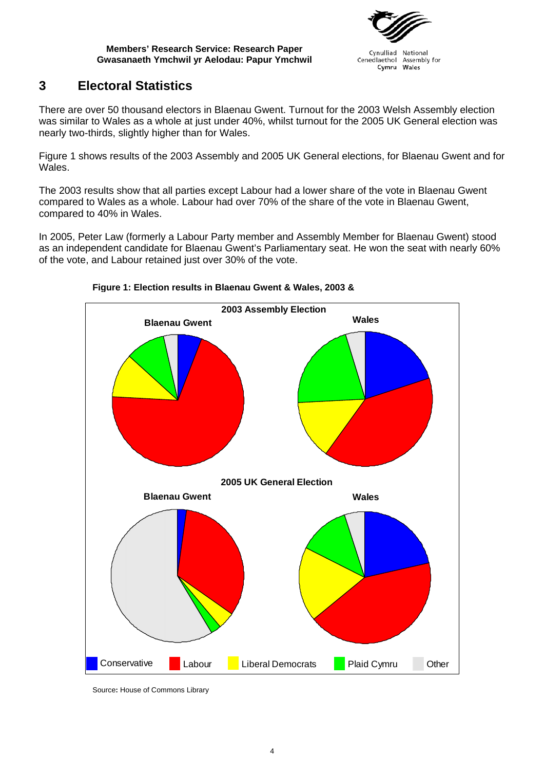# 3 Electoral Statistics

There are over 50 thousand electors in Blaenau Gwent. Turnout for the 2003 Welsh Assembly election was similar to Wales as a whole at just under 40%, whilst turnout for the 2005 UK General election was nearly two-thirds, slightly higher than for Wales.

Figure 1 shows results of the 2003 Assembly and 2005 UK General elections, for Blaenau Gwent and for Wales.

The 2003 results show that all parties except Labour had a lower share of the vote in Blaenau Gwent compared to Wales as a whole. Labour had over 70% of the share of the vote in Blaenau Gwent, compared to 40% in Wales.

In 2005, Peter Law (formerly a Labour Party member and Assembly Member for Blaenau Gwent) stood as an independent candidate for Blaenau Gwent's Parliamentary seat. He won the seat with nearly 60% of the vote, and Labour retained just over 30% of the vote.

**Figure 1: Election results in Blaenau Gwent & Wales, 2003 &**

2003 Assembly Election — Blaenau Gwent; Wales

2005 UK General Election — Blaenau Gwent; Wales

Conservative | Labour | Liberal Democrats | Plaid Cymru | Other

Source: House of Commons Library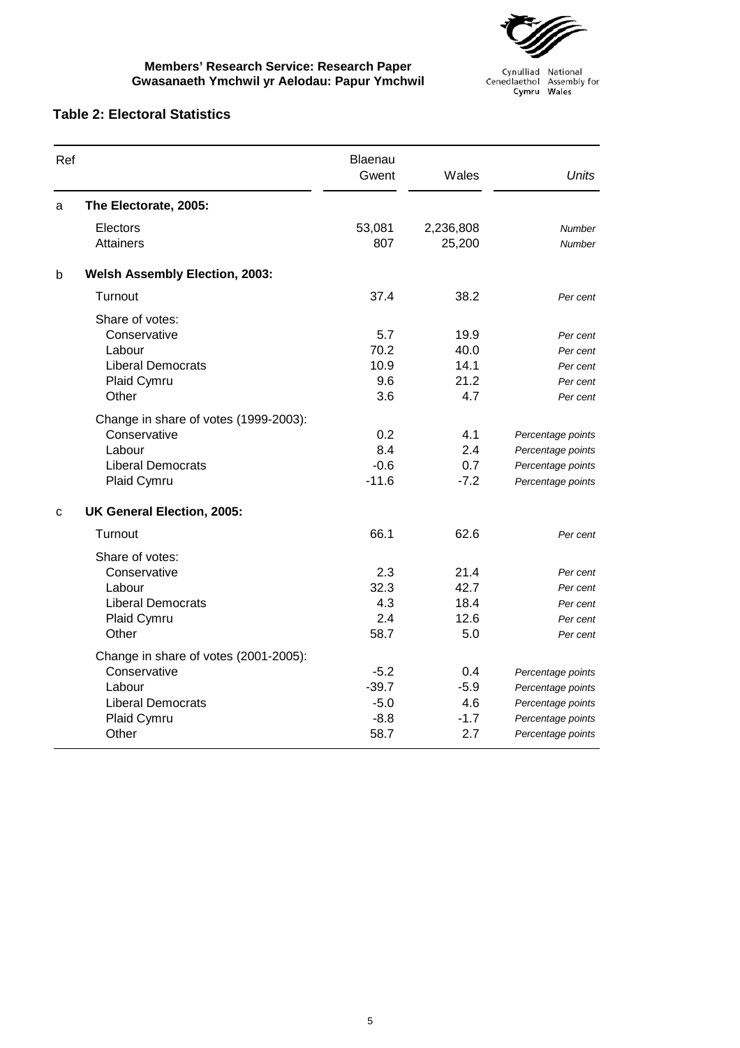## Table 2: Electoral Statistics

| Ref | | Blaenau Gwent | Wales | *Units* |
|---|---|---|---|---|
| a | **The Electorate, 2005:** | | | |
| | Electors | 53,081 | 2,236,808 | *Number* |
| | Attainers | 807 | 25,200 | *Number* |
| b | **Welsh Assembly Election, 2003:** | | | |
| | Turnout | 37.4 | 38.2 | *Per cent* |
| | Share of votes: | | | |
| | Conservative | 5.7 | 19.9 | *Per cent* |
| | Labour | 70.2 | 40.0 | *Per cent* |
| | Liberal Democrats | 10.9 | 14.1 | *Per cent* |
| | Plaid Cymru | 9.6 | 21.2 | *Per cent* |
| | Other | 3.6 | 4.7 | *Per cent* |
| | Change in share of votes (1999-2003): | | | |
| | Conservative | 0.2 | 4.1 | *Percentage points* |
| | Labour | 8.4 | 2.4 | *Percentage points* |
| | Liberal Democrats | -0.6 | 0.7 | *Percentage points* |
| | Plaid Cymru | -11.6 | -7.2 | *Percentage points* |
| c | **UK General Election, 2005:** | | | |
| | Turnout | 66.1 | 62.6 | *Per cent* |
| | Share of votes: | | | |
| | Conservative | 2.3 | 21.4 | *Per cent* |
| | Labour | 32.3 | 42.7 | *Per cent* |
| | Liberal Democrats | 4.3 | 18.4 | *Per cent* |
| | Plaid Cymru | 2.4 | 12.6 | *Per cent* |
| | Other | 58.7 | 5.0 | *Per cent* |
| | Change in share of votes (2001-2005): | | | |
| | Conservative | -5.2 | 0.4 | *Percentage points* |
| | Labour | -39.7 | -5.9 | *Percentage points* |
| | Liberal Democrats | -5.0 | 4.6 | *Percentage points* |
| | Plaid Cymru | -8.8 | -1.7 | *Percentage points* |
| | Other | 58.7 | 2.7 | *Percentage points* |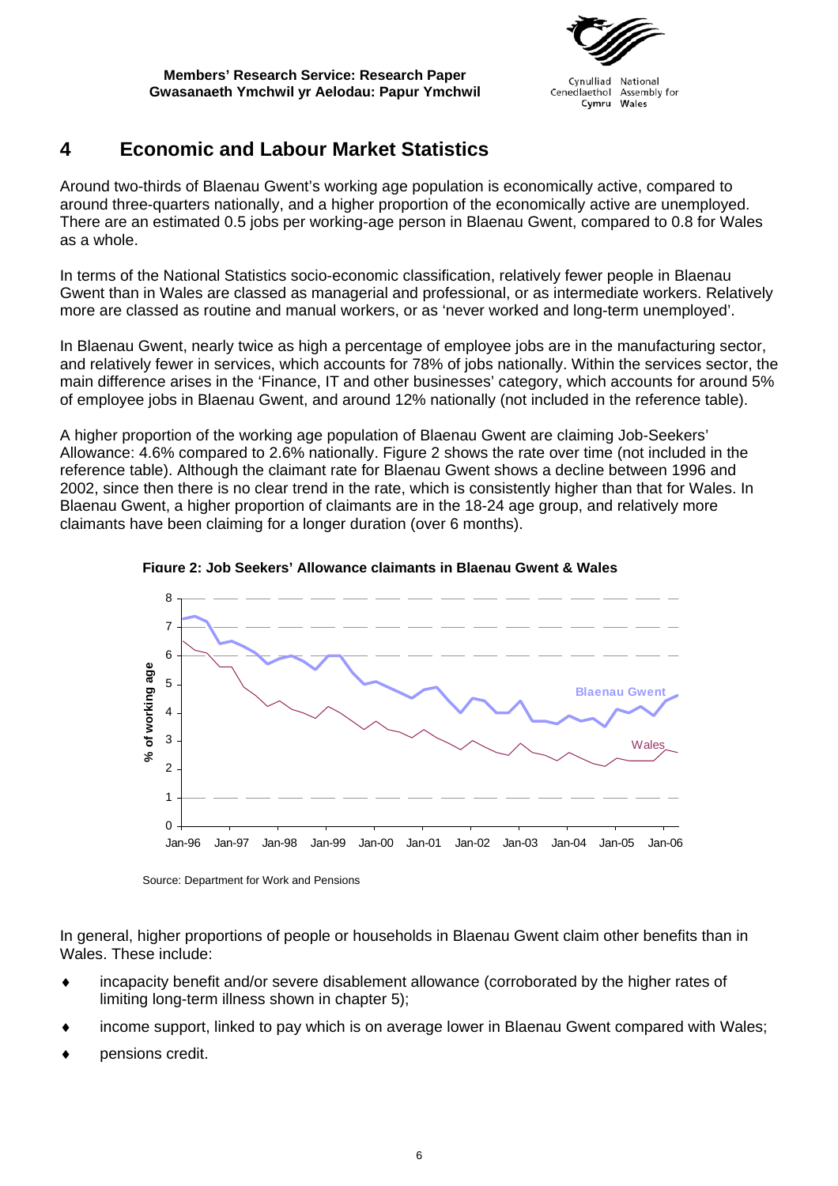# 4 Economic and Labour Market Statistics

Around two-thirds of Blaenau Gwent's working age population is economically active, compared to around three-quarters nationally, and a higher proportion of the economically active are unemployed. There are an estimated 0.5 jobs per working-age person in Blaenau Gwent, compared to 0.8 for Wales as a whole.

In terms of the National Statistics socio-economic classification, relatively fewer people in Blaenau Gwent than in Wales are classed as managerial and professional, or as intermediate workers. Relatively more are classed as routine and manual workers, or as 'never worked and long-term unemployed'.

In Blaenau Gwent, nearly twice as high a percentage of employee jobs are in the manufacturing sector, and relatively fewer in services, which accounts for 78% of jobs nationally. Within the services sector, the main difference arises in the 'Finance, IT and other businesses' category, which accounts for around 5% of employee jobs in Blaenau Gwent, and around 12% nationally (not included in the reference table).

A higher proportion of the working age population of Blaenau Gwent are claiming Job-Seekers' Allowance: 4.6% compared to 2.6% nationally. Figure 2 shows the rate over time (not included in the reference table). Although the claimant rate for Blaenau Gwent shows a decline between 1996 and 2002, since then there is no clear trend in the rate, which is consistently higher than that for Wales. In Blaenau Gwent, a higher proportion of claimants are in the 18-24 age group, and relatively more claimants have been claiming for a longer duration (over 6 months).

**Figure 2: Job Seekers' Allowance claimants in Blaenau Gwent & Wales**

Source: Department for Work and Pensions

In general, higher proportions of people or households in Blaenau Gwent claim other benefits than in Wales. These include:

- incapacity benefit and/or severe disablement allowance (corroborated by the higher rates of limiting long-term illness shown in chapter 5);
- income support, linked to pay which is on average lower in Blaenau Gwent compared with Wales;
- pensions credit.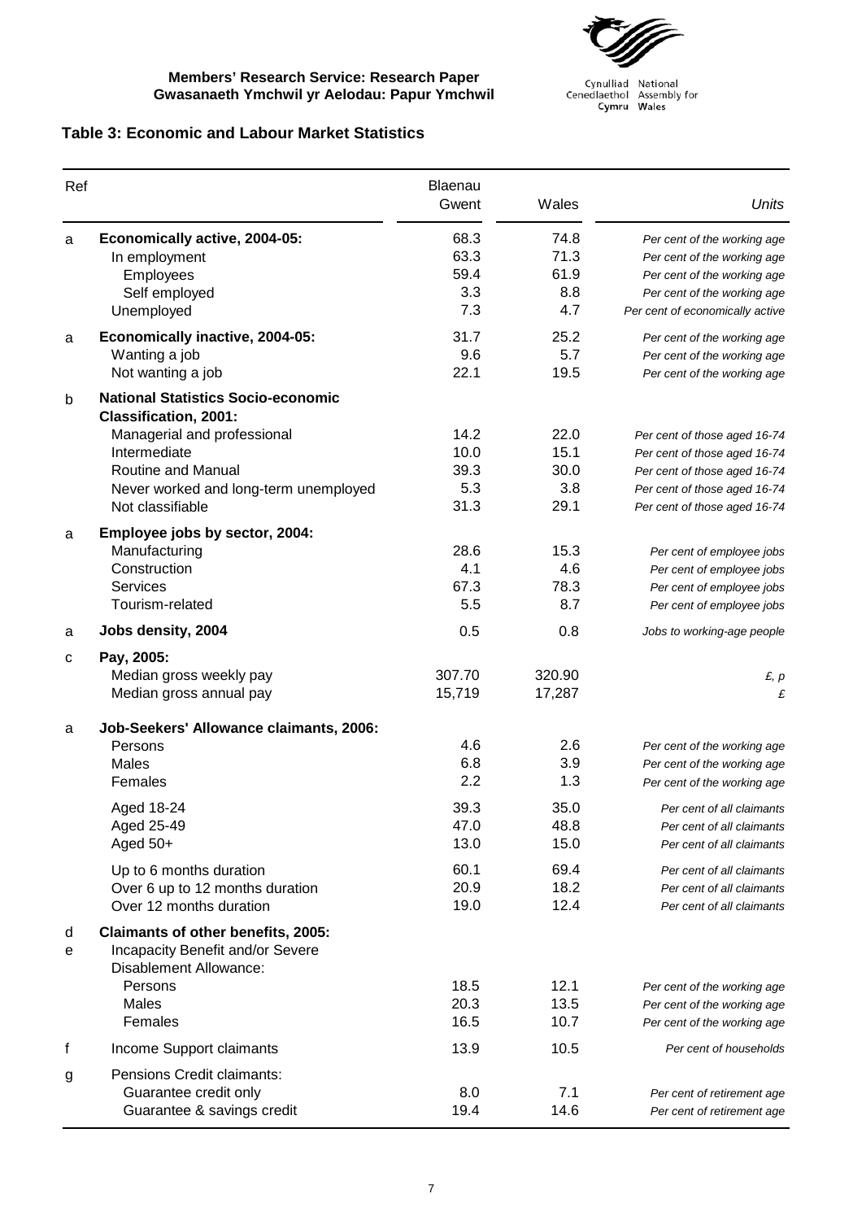## Table 3: Economic and Labour Market Statistics

| Ref | | Blaenau Gwent | Wales | *Units* |
|---|---|---|---|---|
| a | **Economically active, 2004-05:** | 68.3 | 74.8 | *Per cent of the working age* |
| | In employment | 63.3 | 71.3 | *Per cent of the working age* |
| | Employees | 59.4 | 61.9 | *Per cent of the working age* |
| | Self employed | 3.3 | 8.8 | *Per cent of the working age* |
| | Unemployed | 7.3 | 4.7 | *Per cent of economically active* |
| a | **Economically inactive, 2004-05:** | 31.7 | 25.2 | *Per cent of the working age* |
| | Wanting a job | 9.6 | 5.7 | *Per cent of the working age* |
| | Not wanting a job | 22.1 | 19.5 | *Per cent of the working age* |
| b | **National Statistics Socio-economic Classification, 2001:** | | | |
| | Managerial and professional | 14.2 | 22.0 | *Per cent of those aged 16-74* |
| | Intermediate | 10.0 | 15.1 | *Per cent of those aged 16-74* |
| | Routine and Manual | 39.3 | 30.0 | *Per cent of those aged 16-74* |
| | Never worked and long-term unemployed | 5.3 | 3.8 | *Per cent of those aged 16-74* |
| | Not classifiable | 31.3 | 29.1 | *Per cent of those aged 16-74* |
| a | **Employee jobs by sector, 2004:** | | | |
| | Manufacturing | 28.6 | 15.3 | *Per cent of employee jobs* |
| | Construction | 4.1 | 4.6 | *Per cent of employee jobs* |
| | Services | 67.3 | 78.3 | *Per cent of employee jobs* |
| | Tourism-related | 5.5 | 8.7 | *Per cent of employee jobs* |
| a | **Jobs density, 2004** | 0.5 | 0.8 | *Jobs to working-age people* |
| c | **Pay, 2005:** | | | |
| | Median gross weekly pay | 307.70 | 320.90 | *£, p* |
| | Median gross annual pay | 15,719 | 17,287 | *£* |
| a | **Job-Seekers' Allowance claimants, 2006:** | | | |
| | Persons | 4.6 | 2.6 | *Per cent of the working age* |
| | Males | 6.8 | 3.9 | *Per cent of the working age* |
| | Females | 2.2 | 1.3 | *Per cent of the working age* |
| | Aged 18-24 | 39.3 | 35.0 | *Per cent of all claimants* |
| | Aged 25-49 | 47.0 | 48.8 | *Per cent of all claimants* |
| | Aged 50+ | 13.0 | 15.0 | *Per cent of all claimants* |
| | Up to 6 months duration | 60.1 | 69.4 | *Per cent of all claimants* |
| | Over 6 up to 12 months duration | 20.9 | 18.2 | *Per cent of all claimants* |
| | Over 12 months duration | 19.0 | 12.4 | *Per cent of all claimants* |
| d | **Claimants of other benefits, 2005:** | | | |
| e | Incapacity Benefit and/or Severe Disablement Allowance: | | | |
| | Persons | 18.5 | 12.1 | *Per cent of the working age* |
| | Males | 20.3 | 13.5 | *Per cent of the working age* |
| | Females | 16.5 | 10.7 | *Per cent of the working age* |
| f | Income Support claimants | 13.9 | 10.5 | *Per cent of households* |
| g | Pensions Credit claimants: | | | |
| | Guarantee credit only | 8.0 | 7.1 | *Per cent of retirement age* |
| | Guarantee & savings credit | 19.4 | 14.6 | *Per cent of retirement age* |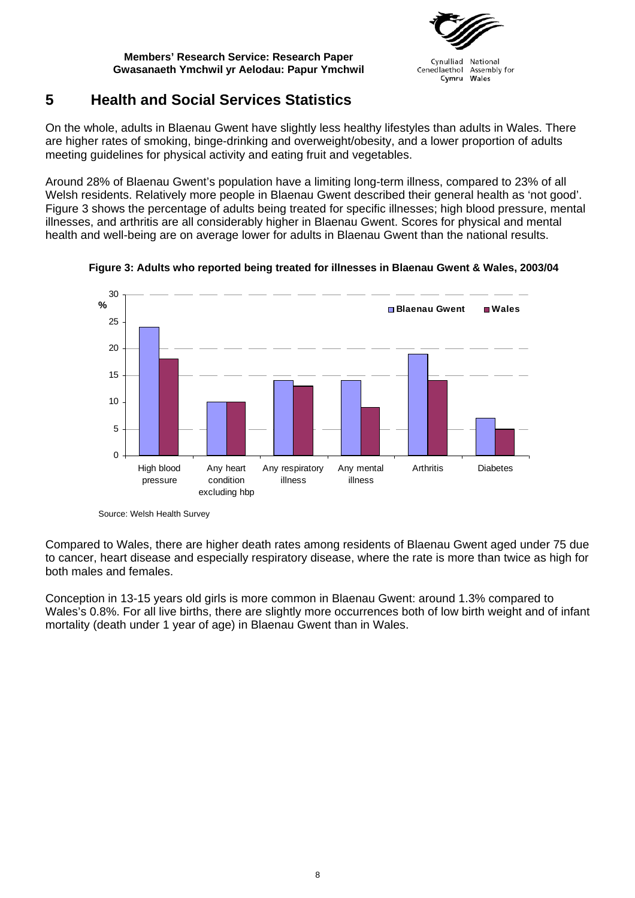## 5 Health and Social Services Statistics

On the whole, adults in Blaenau Gwent have slightly less healthy lifestyles than adults in Wales. There are higher rates of smoking, binge-drinking and overweight/obesity, and a lower proportion of adults meeting guidelines for physical activity and eating fruit and vegetables.

Around 28% of Blaenau Gwent's population have a limiting long-term illness, compared to 23% of all Welsh residents. Relatively more people in Blaenau Gwent described their general health as 'not good'. Figure 3 shows the percentage of adults being treated for specific illnesses; high blood pressure, mental illnesses, and arthritis are all considerably higher in Blaenau Gwent. Scores for physical and mental health and well-being are on average lower for adults in Blaenau Gwent than the national results.

**Figure 3: Adults who reported being treated for illnesses in Blaenau Gwent & Wales, 2003/04**

| % | Blaenau Gwent | Wales |
|---|---|---|
| High blood pressure | 24 | 18 |
| Any heart condition excluding hbp | 10 | 10 |
| Any respiratory illness | 14 | 13 |
| Any mental illness | 14 | 9 |
| Arthritis | 19 | 14 |
| Diabetes | 7 | 5 |

Source: Welsh Health Survey

Compared to Wales, there are higher death rates among residents of Blaenau Gwent aged under 75 due to cancer, heart disease and especially respiratory disease, where the rate is more than twice as high for both males and females.

Conception in 13-15 years old girls is more common in Blaenau Gwent: around 1.3% compared to Wales's 0.8%. For all live births, there are slightly more occurrences both of low birth weight and of infant mortality (death under 1 year of age) in Blaenau Gwent than in Wales.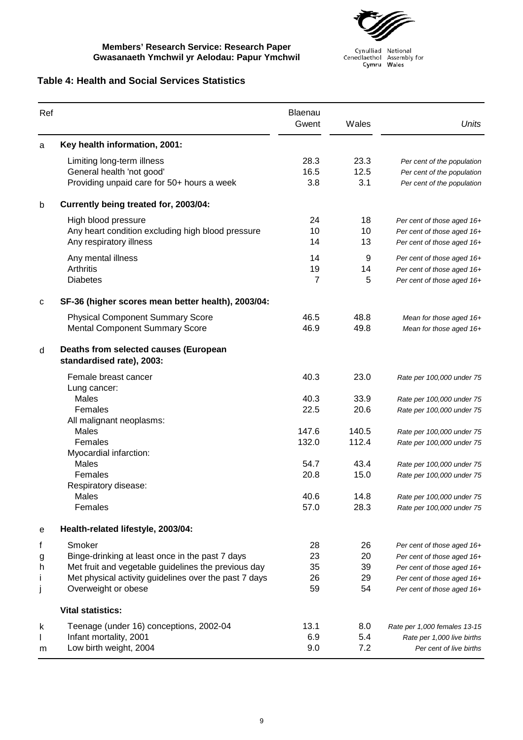**Members' Research Service: Research Paper**
**Gwasanaeth Ymchwil yr Aelodau: Papur Ymchwil**

Cynulliad Cenedlaethol Cymru | National Assembly for Wales

### Table 4: Health and Social Services Statistics

| Ref | | Blaenau Gwent | Wales | *Units* |
|---|---|---|---|---|
| a | **Key health information, 2001:** | | | |
| | Limiting long-term illness | 28.3 | 23.3 | *Per cent of the population* |
| | General health 'not good' | 16.5 | 12.5 | *Per cent of the population* |
| | Providing unpaid care for 50+ hours a week | 3.8 | 3.1 | *Per cent of the population* |
| b | **Currently being treated for, 2003/04:** | | | |
| | High blood pressure | 24 | 18 | *Per cent of those aged 16+* |
| | Any heart condition excluding high blood pressure | 10 | 10 | *Per cent of those aged 16+* |
| | Any respiratory illness | 14 | 13 | *Per cent of those aged 16+* |
| | Any mental illness | 14 | 9 | *Per cent of those aged 16+* |
| | Arthritis | 19 | 14 | *Per cent of those aged 16+* |
| | Diabetes | 7 | 5 | *Per cent of those aged 16+* |
| c | **SF-36 (higher scores mean better health), 2003/04:** | | | |
| | Physical Component Summary Score | 46.5 | 48.8 | *Mean for those aged 16+* |
| | Mental Component Summary Score | 46.9 | 49.8 | *Mean for those aged 16+* |
| d | **Deaths from selected causes (European standardised rate), 2003:** | | | |
| | Female breast cancer | 40.3 | 23.0 | *Rate per 100,000 under 75* |
| | Lung cancer: | | | |
| | Males | 40.3 | 33.9 | *Rate per 100,000 under 75* |
| | Females | 22.5 | 20.6 | *Rate per 100,000 under 75* |
| | All malignant neoplasms: | | | |
| | Males | 147.6 | 140.5 | *Rate per 100,000 under 75* |
| | Females | 132.0 | 112.4 | *Rate per 100,000 under 75* |
| | Myocardial infarction: | | | |
| | Males | 54.7 | 43.4 | *Rate per 100,000 under 75* |
| | Females | 20.8 | 15.0 | *Rate per 100,000 under 75* |
| | Respiratory disease: | | | |
| | Males | 40.6 | 14.8 | *Rate per 100,000 under 75* |
| | Females | 57.0 | 28.3 | *Rate per 100,000 under 75* |
| e | **Health-related lifestyle, 2003/04:** | | | |
| f | Smoker | 28 | 26 | *Per cent of those aged 16+* |
| g | Binge-drinking at least once in the past 7 days | 23 | 20 | *Per cent of those aged 16+* |
| h | Met fruit and vegetable guidelines the previous day | 35 | 39 | *Per cent of those aged 16+* |
| i | Met physical activity guidelines over the past 7 days | 26 | 29 | *Per cent of those aged 16+* |
| j | Overweight or obese | 59 | 54 | *Per cent of those aged 16+* |
| | **Vital statistics:** | | | |
| k | Teenage (under 16) conceptions, 2002-04 | 13.1 | 8.0 | *Rate per 1,000 females 13-15* |
| l | Infant mortality, 2001 | 6.9 | 5.4 | *Rate per 1,000 live births* |
| m | Low birth weight, 2004 | 9.0 | 7.2 | *Per cent of live births* |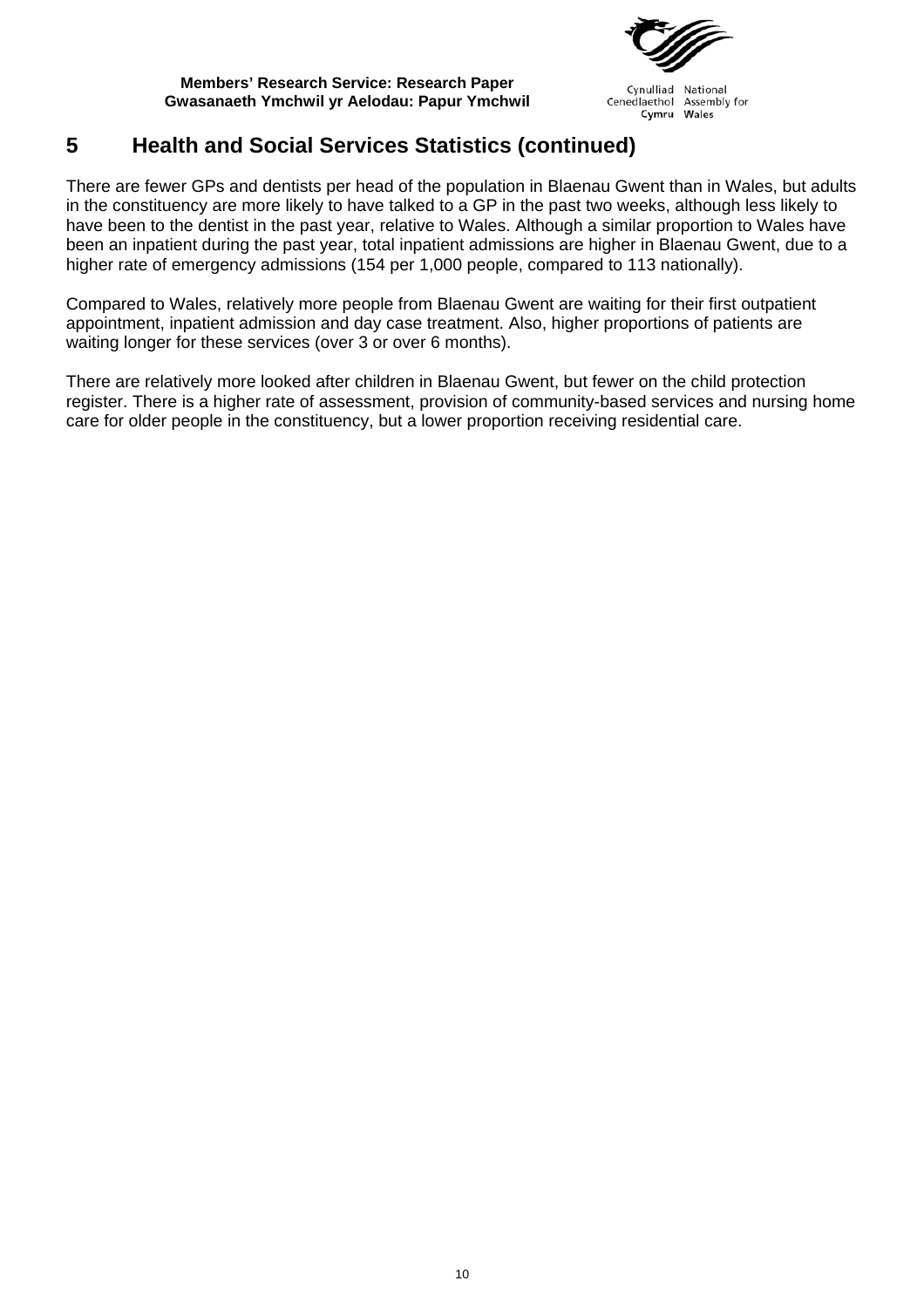## 5 Health and Social Services Statistics (continued)

There are fewer GPs and dentists per head of the population in Blaenau Gwent than in Wales, but adults in the constituency are more likely to have talked to a GP in the past two weeks, although less likely to have been to the dentist in the past year, relative to Wales. Although a similar proportion to Wales have been an inpatient during the past year, total inpatient admissions are higher in Blaenau Gwent, due to a higher rate of emergency admissions (154 per 1,000 people, compared to 113 nationally).

Compared to Wales, relatively more people from Blaenau Gwent are waiting for their first outpatient appointment, inpatient admission and day case treatment. Also, higher proportions of patients are waiting longer for these services (over 3 or over 6 months).

There are relatively more looked after children in Blaenau Gwent, but fewer on the child protection register. There is a higher rate of assessment, provision of community-based services and nursing home care for older people in the constituency, but a lower proportion receiving residential care.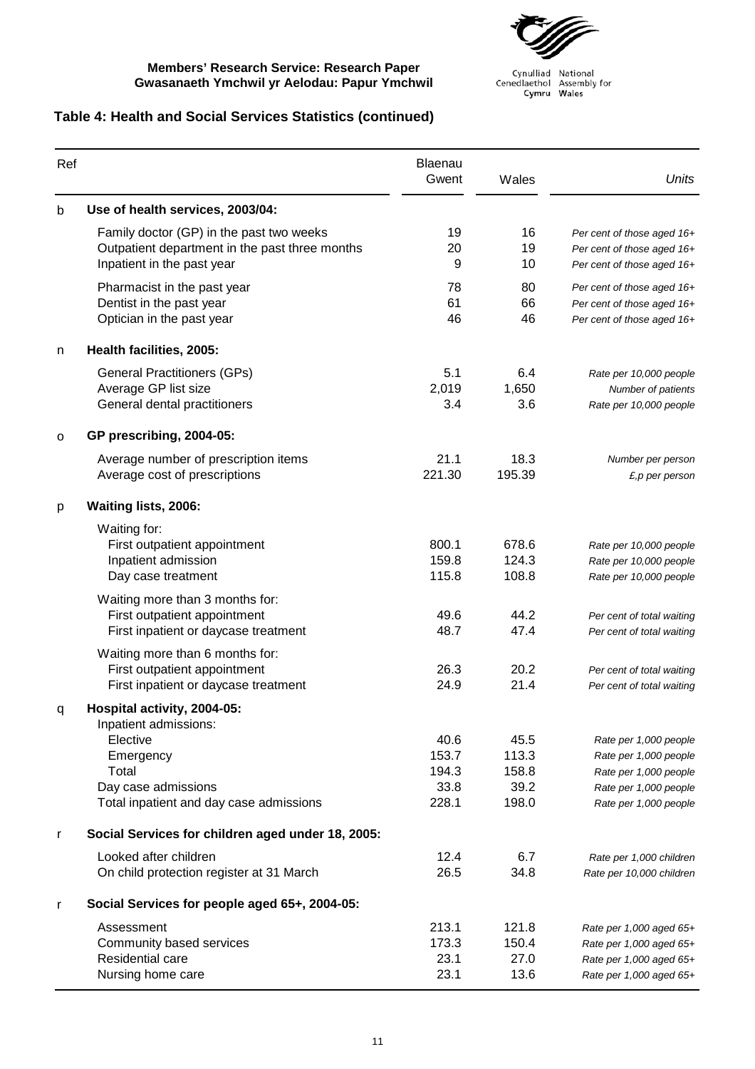## Table 4: Health and Social Services Statistics (continued)

| Ref | | Blaenau Gwent | Wales | *Units* |
|---|---|---|---|---|
| b | **Use of health services, 2003/04:** | | | |
| | Family doctor (GP) in the past two weeks | 19 | 16 | *Per cent of those aged 16+* |
| | Outpatient department in the past three months | 20 | 19 | *Per cent of those aged 16+* |
| | Inpatient in the past year | 9 | 10 | *Per cent of those aged 16+* |
| | Pharmacist in the past year | 78 | 80 | *Per cent of those aged 16+* |
| | Dentist in the past year | 61 | 66 | *Per cent of those aged 16+* |
| | Optician in the past year | 46 | 46 | *Per cent of those aged 16+* |
| n | **Health facilities, 2005:** | | | |
| | General Practitioners (GPs) | 5.1 | 6.4 | *Rate per 10,000 people* |
| | Average GP list size | 2,019 | 1,650 | *Number of patients* |
| | General dental practitioners | 3.4 | 3.6 | *Rate per 10,000 people* |
| o | **GP prescribing, 2004-05:** | | | |
| | Average number of prescription items | 21.1 | 18.3 | *Number per person* |
| | Average cost of prescriptions | 221.30 | 195.39 | *£,p per person* |
| p | **Waiting lists, 2006:** | | | |
| | Waiting for: | | | |
| | First outpatient appointment | 800.1 | 678.6 | *Rate per 10,000 people* |
| | Inpatient admission | 159.8 | 124.3 | *Rate per 10,000 people* |
| | Day case treatment | 115.8 | 108.8 | *Rate per 10,000 people* |
| | Waiting more than 3 months for: | | | |
| | First outpatient appointment | 49.6 | 44.2 | *Per cent of total waiting* |
| | First inpatient or daycase treatment | 48.7 | 47.4 | *Per cent of total waiting* |
| | Waiting more than 6 months for: | | | |
| | First outpatient appointment | 26.3 | 20.2 | *Per cent of total waiting* |
| | First inpatient or daycase treatment | 24.9 | 21.4 | *Per cent of total waiting* |
| q | **Hospital activity, 2004-05:** | | | |
| | Inpatient admissions: | | | |
| | Elective | 40.6 | 45.5 | *Rate per 1,000 people* |
| | Emergency | 153.7 | 113.3 | *Rate per 1,000 people* |
| | Total | 194.3 | 158.8 | *Rate per 1,000 people* |
| | Day case admissions | 33.8 | 39.2 | *Rate per 1,000 people* |
| | Total inpatient and day case admissions | 228.1 | 198.0 | *Rate per 1,000 people* |
| r | **Social Services for children aged under 18, 2005:** | | | |
| | Looked after children | 12.4 | 6.7 | *Rate per 1,000 children* |
| | On child protection register at 31 March | 26.5 | 34.8 | *Rate per 10,000 children* |
| r | **Social Services for people aged 65+, 2004-05:** | | | |
| | Assessment | 213.1 | 121.8 | *Rate per 1,000 aged 65+* |
| | Community based services | 173.3 | 150.4 | *Rate per 1,000 aged 65+* |
| | Residential care | 23.1 | 27.0 | *Rate per 1,000 aged 65+* |
| | Nursing home care | 23.1 | 13.6 | *Rate per 1,000 aged 65+* |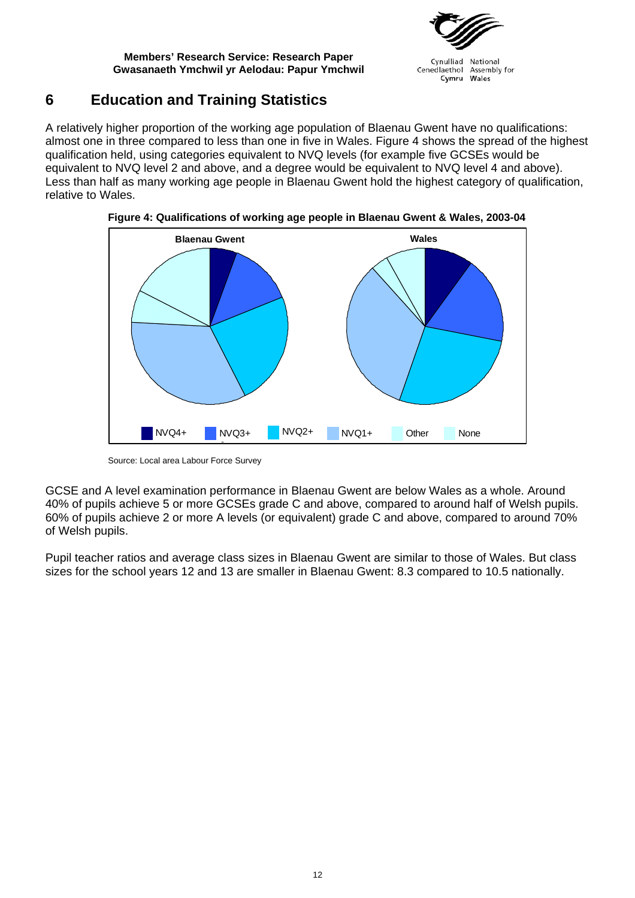## 6 Education and Training Statistics

A relatively higher proportion of the working age population of Blaenau Gwent have no qualifications: almost one in three compared to less than one in five in Wales. Figure 4 shows the spread of the highest qualification held, using categories equivalent to NVQ levels (for example five GCSEs would be equivalent to NVQ level 2 and above, and a degree would be equivalent to NVQ level 4 and above). Less than half as many working age people in Blaenau Gwent hold the highest category of qualification, relative to Wales.

**Figure 4: Qualifications of working age people in Blaenau Gwent & Wales, 2003-04**

Source: Local area Labour Force Survey

GCSE and A level examination performance in Blaenau Gwent are below Wales as a whole. Around 40% of pupils achieve 5 or more GCSEs grade C and above, compared to around half of Welsh pupils. 60% of pupils achieve 2 or more A levels (or equivalent) grade C and above, compared to around 70% of Welsh pupils.

Pupil teacher ratios and average class sizes in Blaenau Gwent are similar to those of Wales. But class sizes for the school years 12 and 13 are smaller in Blaenau Gwent: 8.3 compared to 10.5 nationally.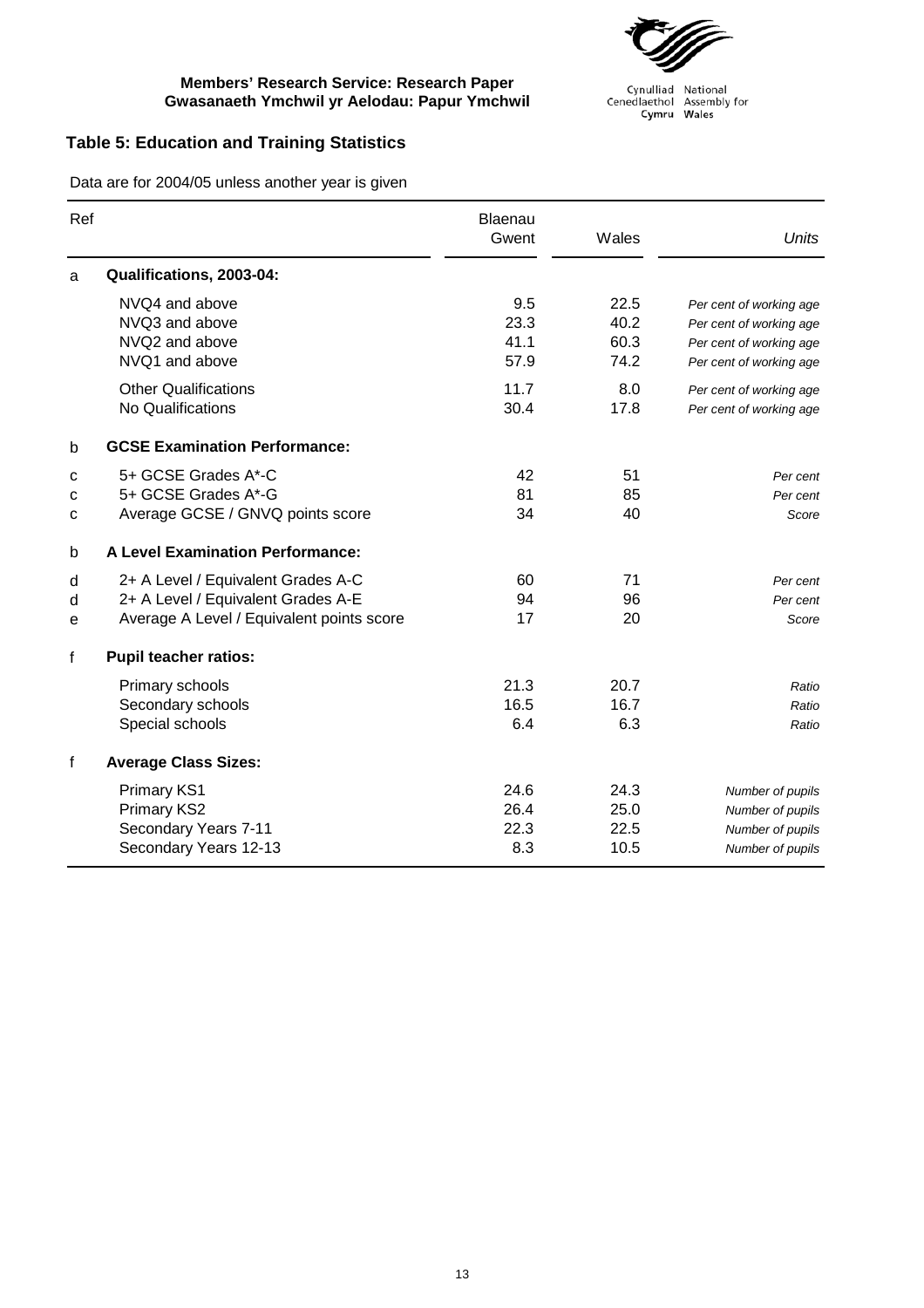## Table 5: Education and Training Statistics

Data are for 2004/05 unless another year is given

| Ref | | Blaenau Gwent | Wales | *Units* |
|---|---|---|---|---|
| a | **Qualifications, 2003-04:** | | | |
| | NVQ4 and above | 9.5 | 22.5 | *Per cent of working age* |
| | NVQ3 and above | 23.3 | 40.2 | *Per cent of working age* |
| | NVQ2 and above | 41.1 | 60.3 | *Per cent of working age* |
| | NVQ1 and above | 57.9 | 74.2 | *Per cent of working age* |
| | Other Qualifications | 11.7 | 8.0 | *Per cent of working age* |
| | No Qualifications | 30.4 | 17.8 | *Per cent of working age* |
| b | **GCSE Examination Performance:** | | | |
| c | 5+ GCSE Grades A*-C | 42 | 51 | *Per cent* |
| c | 5+ GCSE Grades A*-G | 81 | 85 | *Per cent* |
| c | Average GCSE / GNVQ points score | 34 | 40 | *Score* |
| b | **A Level Examination Performance:** | | | |
| d | 2+ A Level / Equivalent Grades A-C | 60 | 71 | *Per cent* |
| d | 2+ A Level / Equivalent Grades A-E | 94 | 96 | *Per cent* |
| e | Average A Level / Equivalent points score | 17 | 20 | *Score* |
| f | **Pupil teacher ratios:** | | | |
| | Primary schools | 21.3 | 20.7 | *Ratio* |
| | Secondary schools | 16.5 | 16.7 | *Ratio* |
| | Special schools | 6.4 | 6.3 | *Ratio* |
| f | **Average Class Sizes:** | | | |
| | Primary KS1 | 24.6 | 24.3 | *Number of pupils* |
| | Primary KS2 | 26.4 | 25.0 | *Number of pupils* |
| | Secondary Years 7-11 | 22.3 | 22.5 | *Number of pupils* |
| | Secondary Years 12-13 | 8.3 | 10.5 | *Number of pupils* |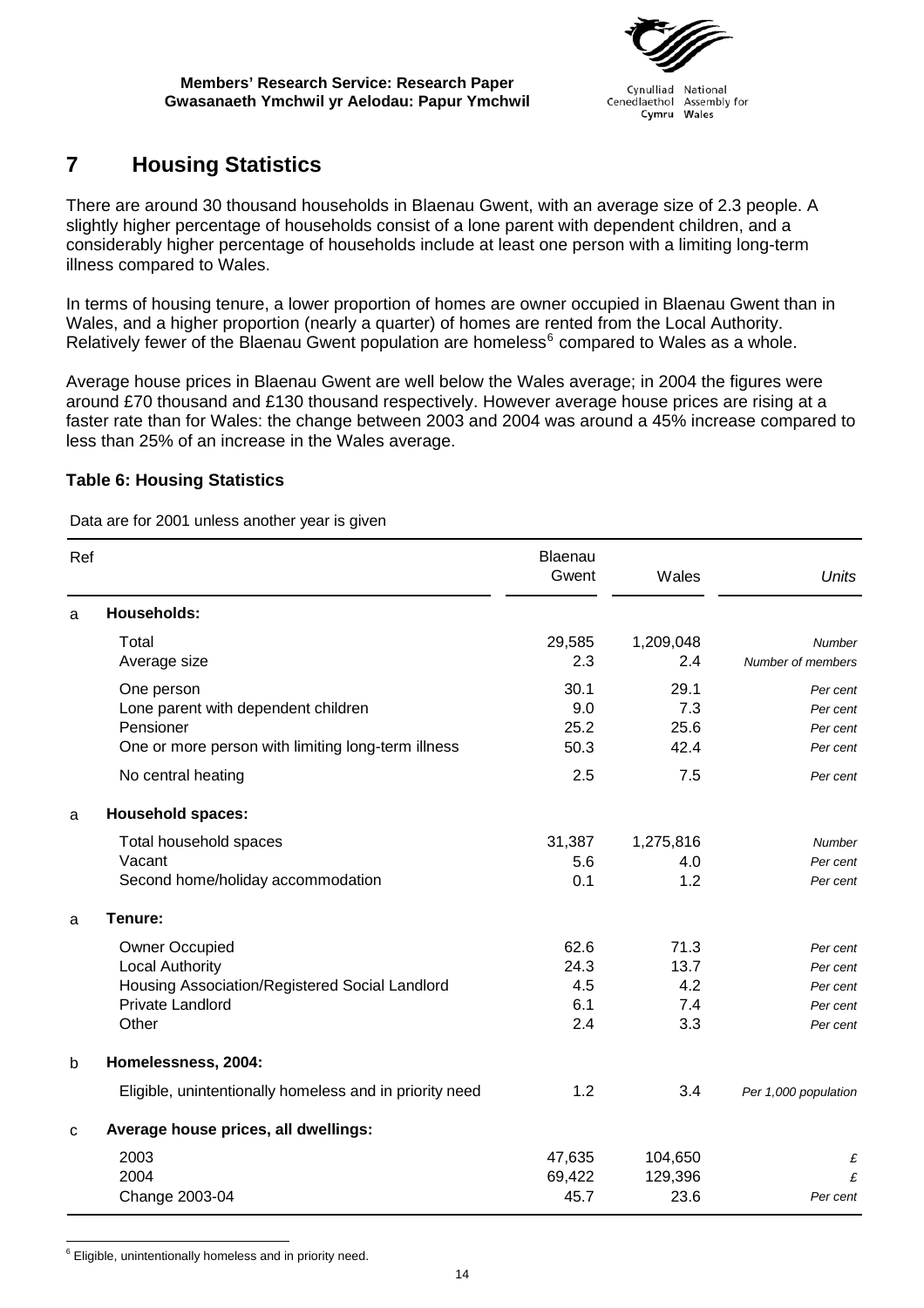# 7 Housing Statistics

There are around 30 thousand households in Blaenau Gwent, with an average size of 2.3 people. A slightly higher percentage of households consist of a lone parent with dependent children, and a considerably higher percentage of households include at least one person with a limiting long-term illness compared to Wales.

In terms of housing tenure, a lower proportion of homes are owner occupied in Blaenau Gwent than in Wales, and a higher proportion (nearly a quarter) of homes are rented from the Local Authority. Relatively fewer of the Blaenau Gwent population are homeless[6] compared to Wales as a whole.

Average house prices in Blaenau Gwent are well below the Wales average; in 2004 the figures were around £70 thousand and £130 thousand respectively. However average house prices are rising at a faster rate than for Wales: the change between 2003 and 2004 was around a 45% increase compared to less than 25% of an increase in the Wales average.

**Table 6: Housing Statistics**

Data are for 2001 unless another year is given

| Ref | | Blaenau Gwent | Wales | *Units* |
|---|---|---|---|---|
| a | **Households:** | | | |
| | Total | 29,585 | 1,209,048 | *Number* |
| | Average size | 2.3 | 2.4 | *Number of members* |
| | One person | 30.1 | 29.1 | *Per cent* |
| | Lone parent with dependent children | 9.0 | 7.3 | *Per cent* |
| | Pensioner | 25.2 | 25.6 | *Per cent* |
| | One or more person with limiting long-term illness | 50.3 | 42.4 | *Per cent* |
| | No central heating | 2.5 | 7.5 | *Per cent* |
| a | **Household spaces:** | | | |
| | Total household spaces | 31,387 | 1,275,816 | *Number* |
| | Vacant | 5.6 | 4.0 | *Per cent* |
| | Second home/holiday accommodation | 0.1 | 1.2 | *Per cent* |
| a | **Tenure:** | | | |
| | Owner Occupied | 62.6 | 71.3 | *Per cent* |
| | Local Authority | 24.3 | 13.7 | *Per cent* |
| | Housing Association/Registered Social Landlord | 4.5 | 4.2 | *Per cent* |
| | Private Landlord | 6.1 | 7.4 | *Per cent* |
| | Other | 2.4 | 3.3 | *Per cent* |
| b | **Homelessness, 2004:** | | | |
| | Eligible, unintentionally homeless and in priority need | 1.2 | 3.4 | *Per 1,000 population* |
| c | **Average house prices, all dwellings:** | | | |
| | 2003 | 47,635 | 104,650 | *£* |
| | 2004 | 69,422 | 129,396 | *£* |
| | Change 2003-04 | 45.7 | 23.6 | *Per cent* |

[6] Eligible, unintentionally homeless and in priority need.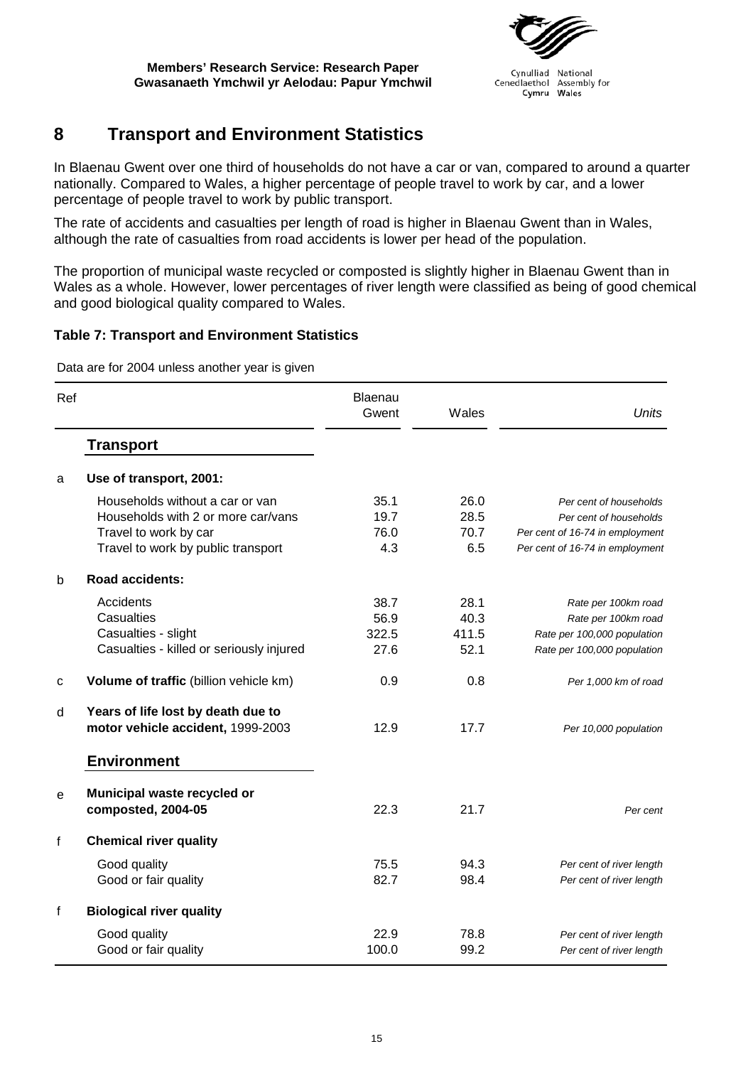## 8 Transport and Environment Statistics

In Blaenau Gwent over one third of households do not have a car or van, compared to around a quarter nationally. Compared to Wales, a higher percentage of people travel to work by car, and a lower percentage of people travel to work by public transport.

The rate of accidents and casualties per length of road is higher in Blaenau Gwent than in Wales, although the rate of casualties from road accidents is lower per head of the population.

The proportion of municipal waste recycled or composted is slightly higher in Blaenau Gwent than in Wales as a whole. However, lower percentages of river length were classified as being of good chemical and good biological quality compared to Wales.

### Table 7: Transport and Environment Statistics

Data are for 2004 unless another year is given

| Ref | | Blaenau Gwent | Wales | *Units* |
|---|---|---|---|---|
| | **Transport** | | | |
| a | **Use of transport, 2001:** | | | |
| | Households without a car or van | 35.1 | 26.0 | *Per cent of households* |
| | Households with 2 or more car/vans | 19.7 | 28.5 | *Per cent of households* |
| | Travel to work by car | 76.0 | 70.7 | *Per cent of 16-74 in employment* |
| | Travel to work by public transport | 4.3 | 6.5 | *Per cent of 16-74 in employment* |
| b | **Road accidents:** | | | |
| | Accidents | 38.7 | 28.1 | *Rate per 100km road* |
| | Casualties | 56.9 | 40.3 | *Rate per 100km road* |
| | Casualties - slight | 322.5 | 411.5 | *Rate per 100,000 population* |
| | Casualties - killed or seriously injured | 27.6 | 52.1 | *Rate per 100,000 population* |
| c | **Volume of traffic** (billion vehicle km) | 0.9 | 0.8 | *Per 1,000 km of road* |
| d | **Years of life lost by death due to motor vehicle accident,** 1999-2003 | 12.9 | 17.7 | *Per 10,000 population* |
| | **Environment** | | | |
| e | **Municipal waste recycled or composted, 2004-05** | 22.3 | 21.7 | *Per cent* |
| f | **Chemical river quality** | | | |
| | Good quality | 75.5 | 94.3 | *Per cent of river length* |
| | Good or fair quality | 82.7 | 98.4 | *Per cent of river length* |
| f | **Biological river quality** | | | |
| | Good quality | 22.9 | 78.8 | *Per cent of river length* |
| | Good or fair quality | 100.0 | 99.2 | *Per cent of river length* |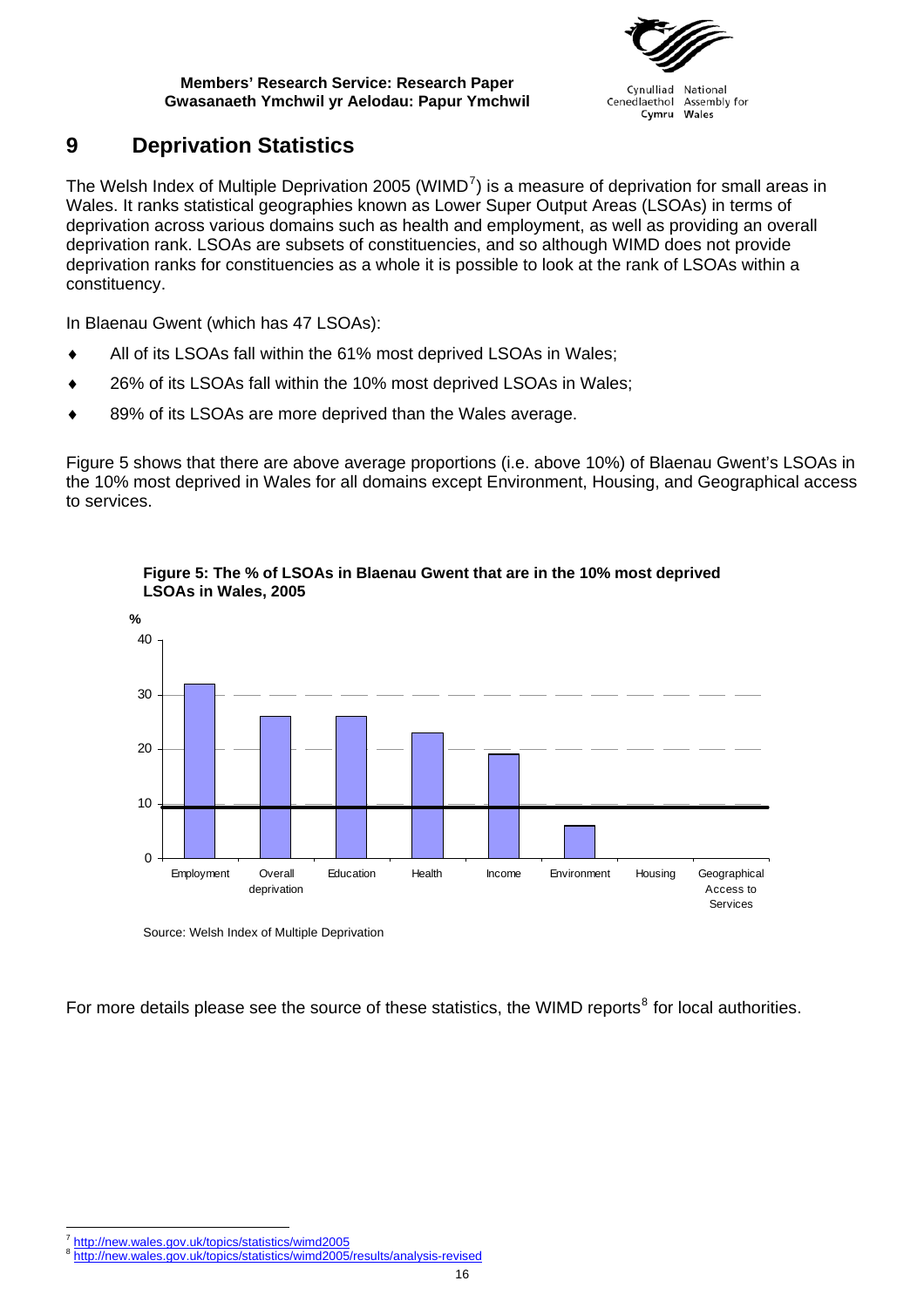# 9 Deprivation Statistics

The Welsh Index of Multiple Deprivation 2005 (WIMD[7]) is a measure of deprivation for small areas in Wales. It ranks statistical geographies known as Lower Super Output Areas (LSOAs) in terms of deprivation across various domains such as health and employment, as well as providing an overall deprivation rank. LSOAs are subsets of constituencies, and so although WIMD does not provide deprivation ranks for constituencies as a whole it is possible to look at the rank of LSOAs within a constituency.

In Blaenau Gwent (which has 47 LSOAs):

- All of its LSOAs fall within the 61% most deprived LSOAs in Wales;
- 26% of its LSOAs fall within the 10% most deprived LSOAs in Wales;
- 89% of its LSOAs are more deprived than the Wales average.

Figure 5 shows that there are above average proportions (i.e. above 10%) of Blaenau Gwent's LSOAs in the 10% most deprived in Wales for all domains except Environment, Housing, and Geographical access to services.

**Figure 5: The % of LSOAs in Blaenau Gwent that are in the 10% most deprived LSOAs in Wales, 2005**

| Domain | % |
|---|---|
| Employment | 32 |
| Overall deprivation | 26 |
| Education | 26 |
| Health | 23 |
| Income | 19 |
| Environment | 6 |
| Housing | 0 |
| Geographical Access to Services | 0 |

Source: Welsh Index of Multiple Deprivation

For more details please see the source of these statistics, the WIMD reports[8] for local authorities.

[7] http://new.wales.gov.uk/topics/statistics/wimd2005
[8] http://new.wales.gov.uk/topics/statistics/wimd2005/results/analysis-revised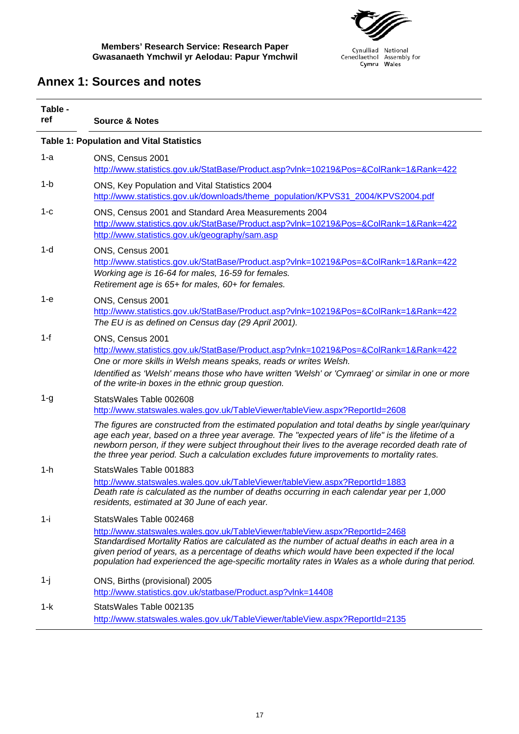## Annex 1: Sources and notes

| Table - ref | Source & Notes |
|---|---|
| **Table 1: Population and Vital Statistics** | |
| 1-a | ONS, Census 2001<br>http://www.statistics.gov.uk/StatBase/Product.asp?vlnk=10219&Pos=&ColRank=1&Rank=422 |
| 1-b | ONS, Key Population and Vital Statistics 2004<br>http://www.statistics.gov.uk/downloads/theme_population/KPVS31_2004/KPVS2004.pdf |
| 1-c | ONS, Census 2001 and Standard Area Measurements 2004<br>http://www.statistics.gov.uk/StatBase/Product.asp?vlnk=10219&Pos=&ColRank=1&Rank=422<br>http://www.statistics.gov.uk/geography/sam.asp |
| 1-d | ONS, Census 2001<br>http://www.statistics.gov.uk/StatBase/Product.asp?vlnk=10219&Pos=&ColRank=1&Rank=422<br>*Working age is 16-64 for males, 16-59 for females.*<br>*Retirement age is 65+ for males, 60+ for females.* |
| 1-e | ONS, Census 2001<br>http://www.statistics.gov.uk/StatBase/Product.asp?vlnk=10219&Pos=&ColRank=1&Rank=422<br>*The EU is as defined on Census day (29 April 2001).* |
| 1-f | ONS, Census 2001<br>http://www.statistics.gov.uk/StatBase/Product.asp?vlnk=10219&Pos=&ColRank=1&Rank=422<br>*One or more skills in Welsh means speaks, reads or writes Welsh.*<br>*Identified as 'Welsh' means those who have written 'Welsh' or 'Cymraeg' or similar in one or more of the write-in boxes in the ethnic group question.* |
| 1-g | StatsWales Table 002608<br>http://www.statswales.wales.gov.uk/TableViewer/tableView.aspx?ReportId=2608<br>*The figures are constructed from the estimated population and total deaths by single year/quinary age each year, based on a three year average. The "expected years of life" is the lifetime of a newborn person, if they were subject throughout their lives to the average recorded death rate of the three year period. Such a calculation excludes future improvements to mortality rates.* |
| 1-h | StatsWales Table 001883<br>http://www.statswales.wales.gov.uk/TableViewer/tableView.aspx?ReportId=1883<br>*Death rate is calculated as the number of deaths occurring in each calendar year per 1,000 residents, estimated at 30 June of each year.* |
| 1-i | StatsWales Table 002468<br>http://www.statswales.wales.gov.uk/TableViewer/tableView.aspx?ReportId=2468<br>*Standardised Mortality Ratios are calculated as the number of actual deaths in each area in a given period of years, as a percentage of deaths which would have been expected if the local population had experienced the age-specific mortality rates in Wales as a whole during that period.* |
| 1-j | ONS, Births (provisional) 2005<br>http://www.statistics.gov.uk/statbase/Product.asp?vlnk=14408 |
| 1-k | StatsWales Table 002135<br>http://www.statswales.wales.gov.uk/TableViewer/tableView.aspx?ReportId=2135 |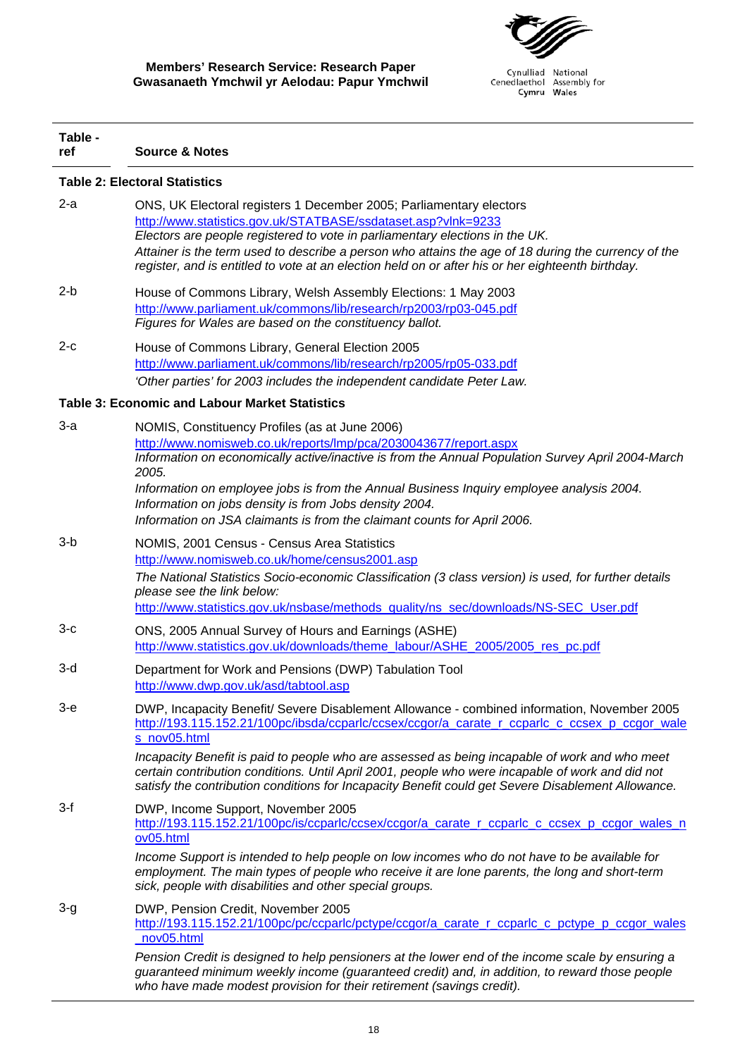| Table - ref | Source & Notes |
|---|---|
| **Table 2: Electoral Statistics** | |
| 2-a | ONS, UK Electoral registers 1 December 2005; Parliamentary electors http://www.statistics.gov.uk/STATBASE/ssdataset.asp?vlnk=9233 *Electors are people registered to vote in parliamentary elections in the UK.* *Attainer is the term used to describe a person who attains the age of 18 during the currency of the register, and is entitled to vote at an election held on or after his or her eighteenth birthday.* |
| 2-b | House of Commons Library, Welsh Assembly Elections: 1 May 2003 http://www.parliament.uk/commons/lib/research/rp2003/rp03-045.pdf *Figures for Wales are based on the constituency ballot.* |
| 2-c | House of Commons Library, General Election 2005 http://www.parliament.uk/commons/lib/research/rp2005/rp05-033.pdf *'Other parties' for 2003 includes the independent candidate Peter Law.* |
| **Table 3: Economic and Labour Market Statistics** | |
| 3-a | NOMIS, Constituency Profiles (as at June 2006) http://www.nomisweb.co.uk/reports/lmp/pca/2030043677/report.aspx *Information on economically active/inactive is from the Annual Population Survey April 2004-March 2005.* *Information on employee jobs is from the Annual Business Inquiry employee analysis 2004.* *Information on jobs density is from Jobs density 2004.* *Information on JSA claimants is from the claimant counts for April 2006.* |
| 3-b | NOMIS, 2001 Census - Census Area Statistics http://www.nomisweb.co.uk/home/census2001.asp *The National Statistics Socio-economic Classification (3 class version) is used, for further details please see the link below:* http://www.statistics.gov.uk/nsbase/methods_quality/ns_sec/downloads/NS-SEC_User.pdf |
| 3-c | ONS, 2005 Annual Survey of Hours and Earnings (ASHE) http://www.statistics.gov.uk/downloads/theme_labour/ASHE_2005/2005_res_pc.pdf |
| 3-d | Department for Work and Pensions (DWP) Tabulation Tool http://www.dwp.gov.uk/asd/tabtool.asp |
| 3-e | DWP, Incapacity Benefit/ Severe Disablement Allowance - combined information, November 2005 http://193.115.152.21/100pc/ibsda/ccparlc/ccsex/ccgor/a_carate_r_ccparlc_c_ccsex_p_ccgor_wales_nov05.html *Incapacity Benefit is paid to people who are assessed as being incapable of work and who meet certain contribution conditions. Until April 2001, people who were incapable of work and did not satisfy the contribution conditions for Incapacity Benefit could get Severe Disablement Allowance.* |
| 3-f | DWP, Income Support, November 2005 http://193.115.152.21/100pc/is/ccparlc/ccsex/ccgor/a_carate_r_ccparlc_c_ccsex_p_ccgor_wales_nov05.html *Income Support is intended to help people on low incomes who do not have to be available for employment. The main types of people who receive it are lone parents, the long and short-term sick, people with disabilities and other special groups.* |
| 3-g | DWP, Pension Credit, November 2005 http://193.115.152.21/100pc/pc/ccparlc/pctype/ccgor/a_carate_r_ccparlc_c_pctype_p_ccgor_wales_nov05.html *Pension Credit is designed to help pensioners at the lower end of the income scale by ensuring a guaranteed minimum weekly income (guaranteed credit) and, in addition, to reward those people who have made modest provision for their retirement (savings credit).* |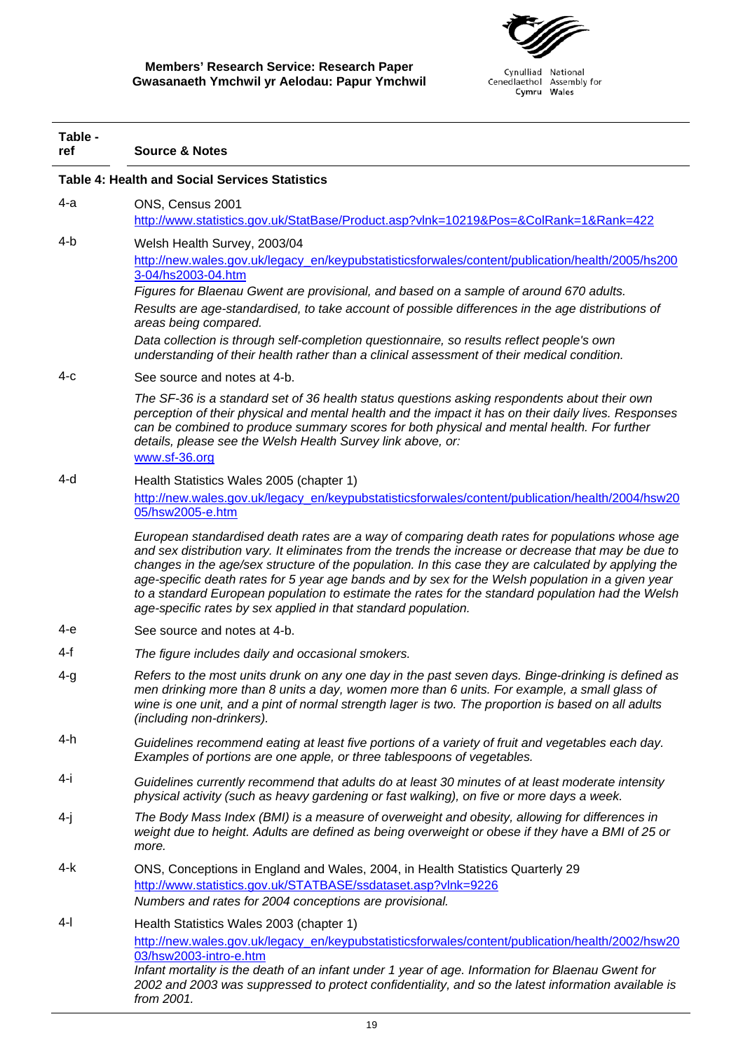| Table - ref | Source & Notes |
|---|---|
| **Table 4: Health and Social Services Statistics** | |
| 4-a | ONS, Census 2001<br>http://www.statistics.gov.uk/StatBase/Product.asp?vlnk=10219&Pos=&ColRank=1&Rank=422 |
| 4-b | Welsh Health Survey, 2003/04<br>http://new.wales.gov.uk/legacy_en/keypubstatisticsforwales/content/publication/health/2005/hs2003-04/hs2003-04.htm<br>*Figures for Blaenau Gwent are provisional, and based on a sample of around 670 adults.*<br>*Results are age-standardised, to take account of possible differences in the age distributions of areas being compared.*<br>*Data collection is through self-completion questionnaire, so results reflect people's own understanding of their health rather than a clinical assessment of their medical condition.* |
| 4-c | See source and notes at 4-b.<br>*The SF-36 is a standard set of 36 health status questions asking respondents about their own perception of their physical and mental health and the impact it has on their daily lives. Responses can be combined to produce summary scores for both physical and mental health. For further details, please see the Welsh Health Survey link above, or:*<br>www.sf-36.org |
| 4-d | Health Statistics Wales 2005 (chapter 1)<br>http://new.wales.gov.uk/legacy_en/keypubstatisticsforwales/content/publication/health/2004/hsw2005/hsw2005-e.htm<br>*European standardised death rates are a way of comparing death rates for populations whose age and sex distribution vary. It eliminates from the trends the increase or decrease that may be due to changes in the age/sex structure of the population. In this case they are calculated by applying the age-specific death rates for 5 year age bands and by sex for the Welsh population in a given year to a standard European population to estimate the rates for the standard population had the Welsh age-specific rates by sex applied in that standard population.* |
| 4-e | See source and notes at 4-b. |
| 4-f | *The figure includes daily and occasional smokers.* |
| 4-g | *Refers to the most units drunk on any one day in the past seven days. Binge-drinking is defined as men drinking more than 8 units a day, women more than 6 units. For example, a small glass of wine is one unit, and a pint of normal strength lager is two. The proportion is based on all adults (including non-drinkers).* |
| 4-h | *Guidelines recommend eating at least five portions of a variety of fruit and vegetables each day. Examples of portions are one apple, or three tablespoons of vegetables.* |
| 4-i | *Guidelines currently recommend that adults do at least 30 minutes of at least moderate intensity physical activity (such as heavy gardening or fast walking), on five or more days a week.* |
| 4-j | *The Body Mass Index (BMI) is a measure of overweight and obesity, allowing for differences in weight due to height. Adults are defined as being overweight or obese if they have a BMI of 25 or more.* |
| 4-k | ONS, Conceptions in England and Wales, 2004, in Health Statistics Quarterly 29<br>http://www.statistics.gov.uk/STATBASE/ssdataset.asp?vlnk=9226<br>*Numbers and rates for 2004 conceptions are provisional.* |
| 4-l | Health Statistics Wales 2003 (chapter 1)<br>http://new.wales.gov.uk/legacy_en/keypubstatisticsforwales/content/publication/health/2002/hsw2003/hsw2003-intro-e.htm<br>*Infant mortality is the death of an infant under 1 year of age. Information for Blaenau Gwent for 2002 and 2003 was suppressed to protect confidentiality, and so the latest information available is from 2001.* |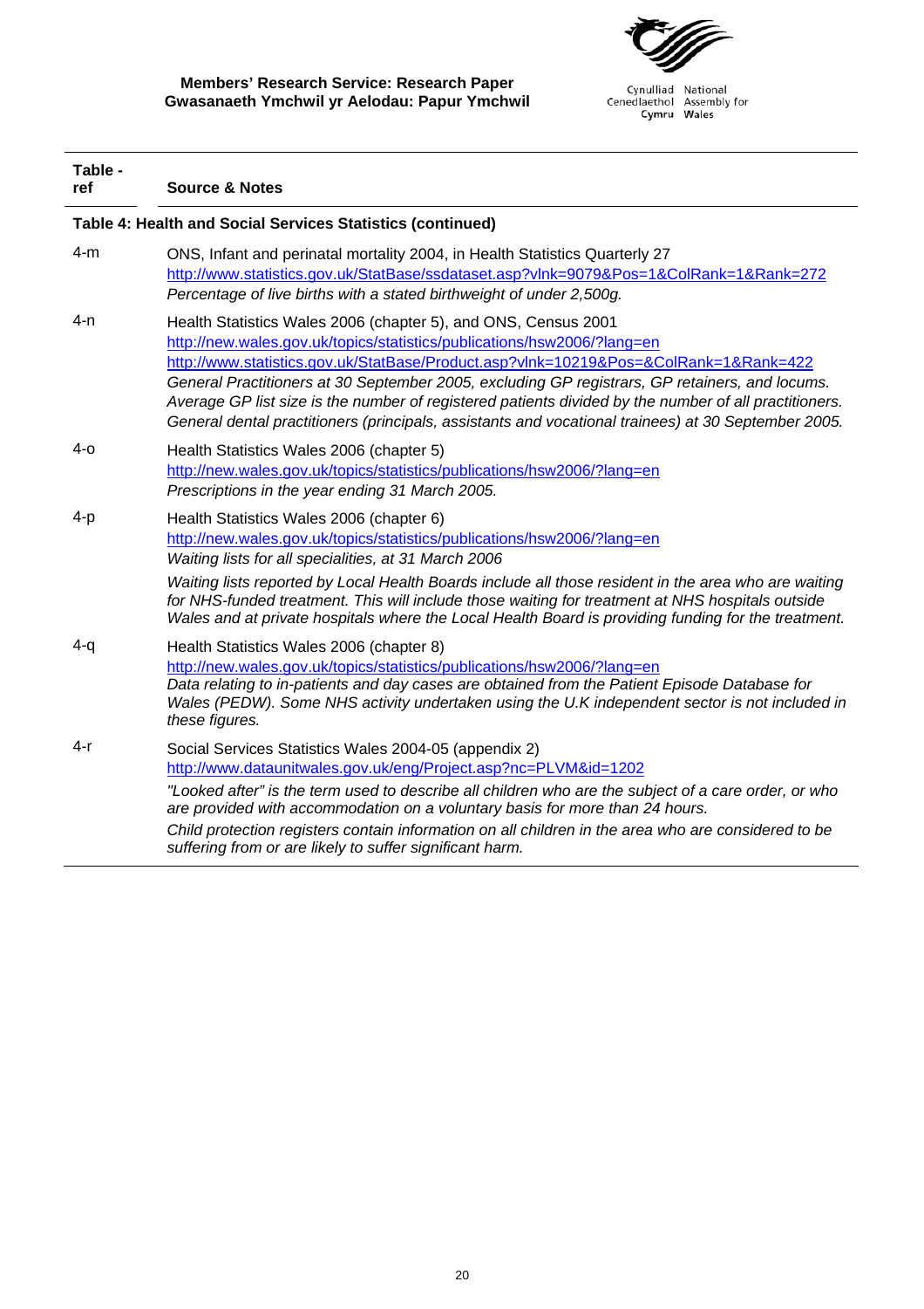| Table - ref | Source & Notes |
|---|---|
| **Table 4: Health and Social Services Statistics (continued)** | |
| 4-m | ONS, Infant and perinatal mortality 2004, in Health Statistics Quarterly 27<br>http://www.statistics.gov.uk/StatBase/ssdataset.asp?vlnk=9079&Pos=1&ColRank=1&Rank=272<br>*Percentage of live births with a stated birthweight of under 2,500g.* |
| 4-n | Health Statistics Wales 2006 (chapter 5), and ONS, Census 2001<br>http://new.wales.gov.uk/topics/statistics/publications/hsw2006/?lang=en<br>http://www.statistics.gov.uk/StatBase/Product.asp?vlnk=10219&Pos=&ColRank=1&Rank=422<br>*General Practitioners at 30 September 2005, excluding GP registrars, GP retainers, and locums. Average GP list size is the number of registered patients divided by the number of all practitioners. General dental practitioners (principals, assistants and vocational trainees) at 30 September 2005.* |
| 4-o | Health Statistics Wales 2006 (chapter 5)<br>http://new.wales.gov.uk/topics/statistics/publications/hsw2006/?lang=en<br>*Prescriptions in the year ending 31 March 2005.* |
| 4-p | Health Statistics Wales 2006 (chapter 6)<br>http://new.wales.gov.uk/topics/statistics/publications/hsw2006/?lang=en<br>*Waiting lists for all specialities, at 31 March 2006*<br>*Waiting lists reported by Local Health Boards include all those resident in the area who are waiting for NHS-funded treatment. This will include those waiting for treatment at NHS hospitals outside Wales and at private hospitals where the Local Health Board is providing funding for the treatment.* |
| 4-q | Health Statistics Wales 2006 (chapter 8)<br>http://new.wales.gov.uk/topics/statistics/publications/hsw2006/?lang=en<br>*Data relating to in-patients and day cases are obtained from the Patient Episode Database for Wales (PEDW). Some NHS activity undertaken using the U.K independent sector is not included in these figures.* |
| 4-r | Social Services Statistics Wales 2004-05 (appendix 2)<br>http://www.dataunitwales.gov.uk/eng/Project.asp?nc=PLVM&id=1202<br>*"Looked after" is the term used to describe all children who are the subject of a care order, or who are provided with accommodation on a voluntary basis for more than 24 hours.*<br>*Child protection registers contain information on all children in the area who are considered to be suffering from or are likely to suffer significant harm.* |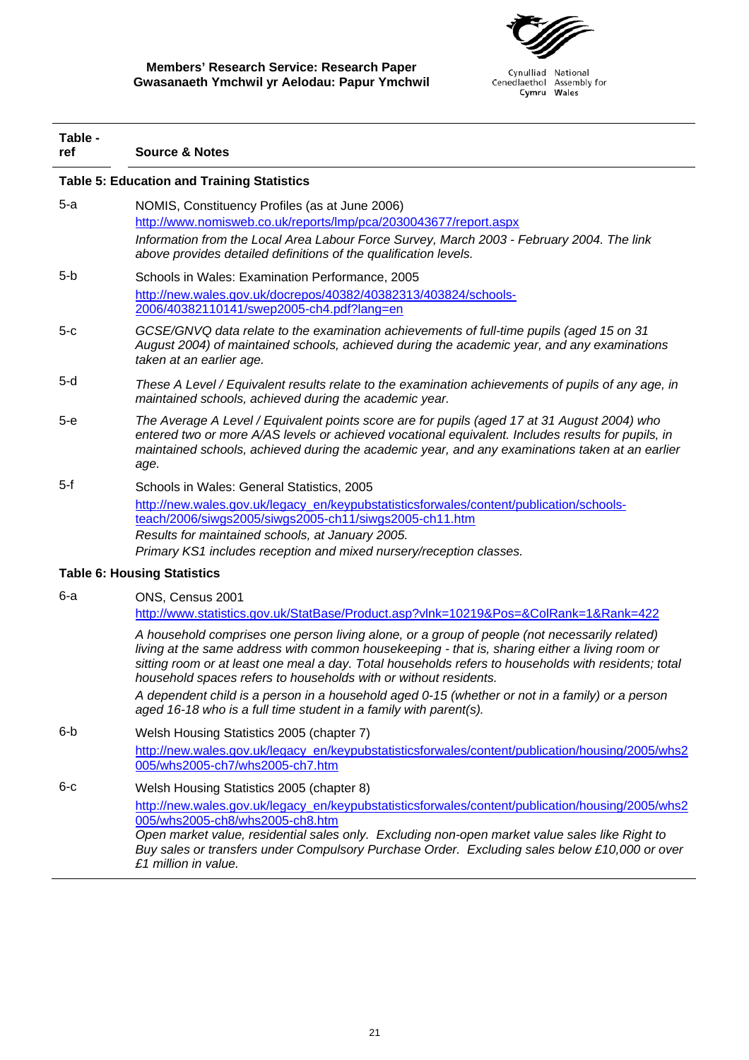| Table - ref | Source & Notes |
|---|---|
| **Table 5: Education and Training Statistics** | |
| 5-a | NOMIS, Constituency Profiles (as at June 2006) http://www.nomisweb.co.uk/reports/lmp/pca/2030043677/report.aspx *Information from the Local Area Labour Force Survey, March 2003 - February 2004. The link above provides detailed definitions of the qualification levels.* |
| 5-b | Schools in Wales: Examination Performance, 2005 http://new.wales.gov.uk/docrepos/40382/40382313/403824/schools-2006/40382110141/swep2005-ch4.pdf?lang=en |
| 5-c | *GCSE/GNVQ data relate to the examination achievements of full-time pupils (aged 15 on 31 August 2004) of maintained schools, achieved during the academic year, and any examinations taken at an earlier age.* |
| 5-d | *These A Level / Equivalent results relate to the examination achievements of pupils of any age, in maintained schools, achieved during the academic year.* |
| 5-e | *The Average A Level / Equivalent points score are for pupils (aged 17 at 31 August 2004) who entered two or more A/AS levels or achieved vocational equivalent. Includes results for pupils, in maintained schools, achieved during the academic year, and any examinations taken at an earlier age.* |
| 5-f | Schools in Wales: General Statistics, 2005 http://new.wales.gov.uk/legacy_en/keypubstatisticsforwales/content/publication/schools-teach/2006/siwgs2005/siwgs2005-ch11/siwgs2005-ch11.htm *Results for maintained schools, at January 2005.* *Primary KS1 includes reception and mixed nursery/reception classes.* |
| **Table 6: Housing Statistics** | |
| 6-a | ONS, Census 2001 http://www.statistics.gov.uk/StatBase/Product.asp?vlnk=10219&Pos=&ColRank=1&Rank=422 *A household comprises one person living alone, or a group of people (not necessarily related) living at the same address with common housekeeping - that is, sharing either a living room or sitting room or at least one meal a day. Total households refers to households with residents; total household spaces refers to households with or without residents.* *A dependent child is a person in a household aged 0-15 (whether or not in a family) or a person aged 16-18 who is a full time student in a family with parent(s).* |
| 6-b | Welsh Housing Statistics 2005 (chapter 7) http://new.wales.gov.uk/legacy_en/keypubstatisticsforwales/content/publication/housing/2005/whs2005/whs2005-ch7/whs2005-ch7.htm |
| 6-c | Welsh Housing Statistics 2005 (chapter 8) http://new.wales.gov.uk/legacy_en/keypubstatisticsforwales/content/publication/housing/2005/whs2005/whs2005-ch8/whs2005-ch8.htm *Open market value, residential sales only. Excluding non-open market value sales like Right to Buy sales or transfers under Compulsory Purchase Order. Excluding sales below £10,000 or over £1 million in value.* |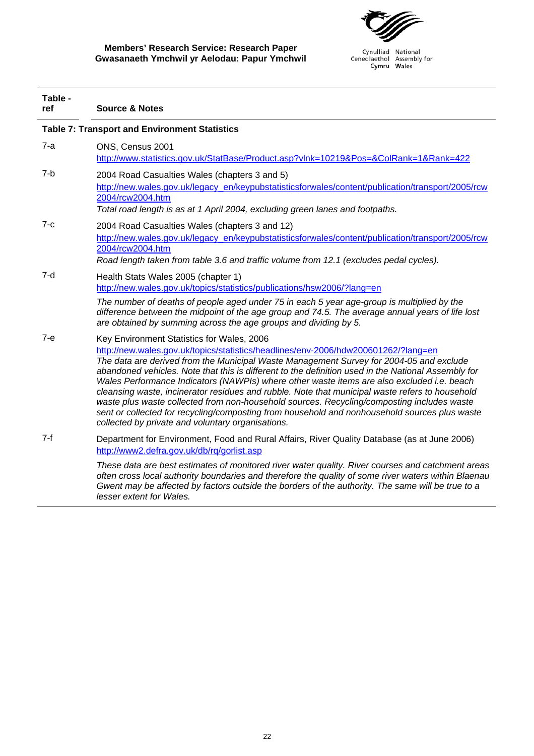| Table - ref | Source & Notes |
|---|---|
| **Table 7: Transport and Environment Statistics** | |
| 7-a | ONS, Census 2001<br>http://www.statistics.gov.uk/StatBase/Product.asp?vlnk=10219&Pos=&ColRank=1&Rank=422 |
| 7-b | 2004 Road Casualties Wales (chapters 3 and 5)<br>http://new.wales.gov.uk/legacy_en/keypubstatisticsforwales/content/publication/transport/2005/rcw2004/rcw2004.htm<br>*Total road length is as at 1 April 2004, excluding green lanes and footpaths.* |
| 7-c | 2004 Road Casualties Wales (chapters 3 and 12)<br>http://new.wales.gov.uk/legacy_en/keypubstatisticsforwales/content/publication/transport/2005/rcw2004/rcw2004.htm<br>*Road length taken from table 3.6 and traffic volume from 12.1 (excludes pedal cycles).* |
| 7-d | Health Stats Wales 2005 (chapter 1)<br>http://new.wales.gov.uk/topics/statistics/publications/hsw2006/?lang=en<br>*The number of deaths of people aged under 75 in each 5 year age-group is multiplied by the difference between the midpoint of the age group and 74.5. The average annual years of life lost are obtained by summing across the age groups and dividing by 5.* |
| 7-e | Key Environment Statistics for Wales, 2006<br>http://new.wales.gov.uk/topics/statistics/headlines/env-2006/hdw200601262/?lang=en<br>*The data are derived from the Municipal Waste Management Survey for 2004-05 and exclude abandoned vehicles. Note that this is different to the definition used in the National Assembly for Wales Performance Indicators (NAWPIs) where other waste items are also excluded i.e. beach cleansing waste, incinerator residues and rubble. Note that municipal waste refers to household waste plus waste collected from non-household sources. Recycling/composting includes waste sent or collected for recycling/composting from household and nonhousehold sources plus waste collected by private and voluntary organisations.* |
| 7-f | Department for Environment, Food and Rural Affairs, River Quality Database (as at June 2006)<br>http://www2.defra.gov.uk/db/rq/gorlist.asp<br>*These data are best estimates of monitored river water quality. River courses and catchment areas often cross local authority boundaries and therefore the quality of some river waters within Blaenau Gwent may be affected by factors outside the borders of the authority. The same will be true to a lesser extent for Wales.* |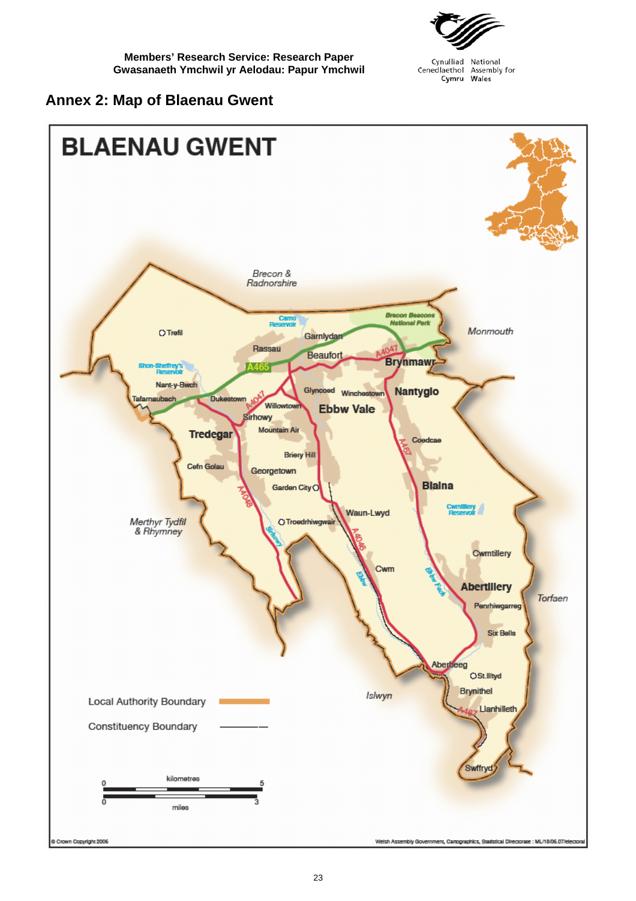## Annex 2: Map of Blaenau Gwent

BLAENAU GWENT

Brecon & Radnorshire

Monmouth

Merthyr Tydfil & Rhymney

Torfaen

Islwyn

Brecon Beacons National Park

Carno Reservoir

Shon-Sheffrey's Reservoir

Cwmtillery Reservoir

Trefil

Garnlydan

Rassau

Beaufort

Brynmawr

Nant-y-Bwch

Tafarnaubach

Dukestown

Willowtown

Glyncoed

Winchestown

Nantyglo

Ebbw Vale

Sirhowy

Tredegar

Mountain Air

Coedcae

Briery Hill

Cefn Golau

Georgetown

Garden City

Blaina

Troedrhiwgwair

Waun-Lwyd

Cwm

Cwmtillery

Abertillery

Penrhiwgarreg

Six Bells

Aberbeeg

St.Illtyd

Brynithel

Llanhilleth

Swffryd

A465

A4047

A4048

A4046

A467

Sirhowy

Ebbw

Ebbw Fach

Local Authority Boundary

Constituency Boundary

kilometres 0 5

miles 0 3

© Crown Copyright 2006

Welsh Assembly Government, Cartographics, Statistical Directorate : ML/18/06.07/electoral